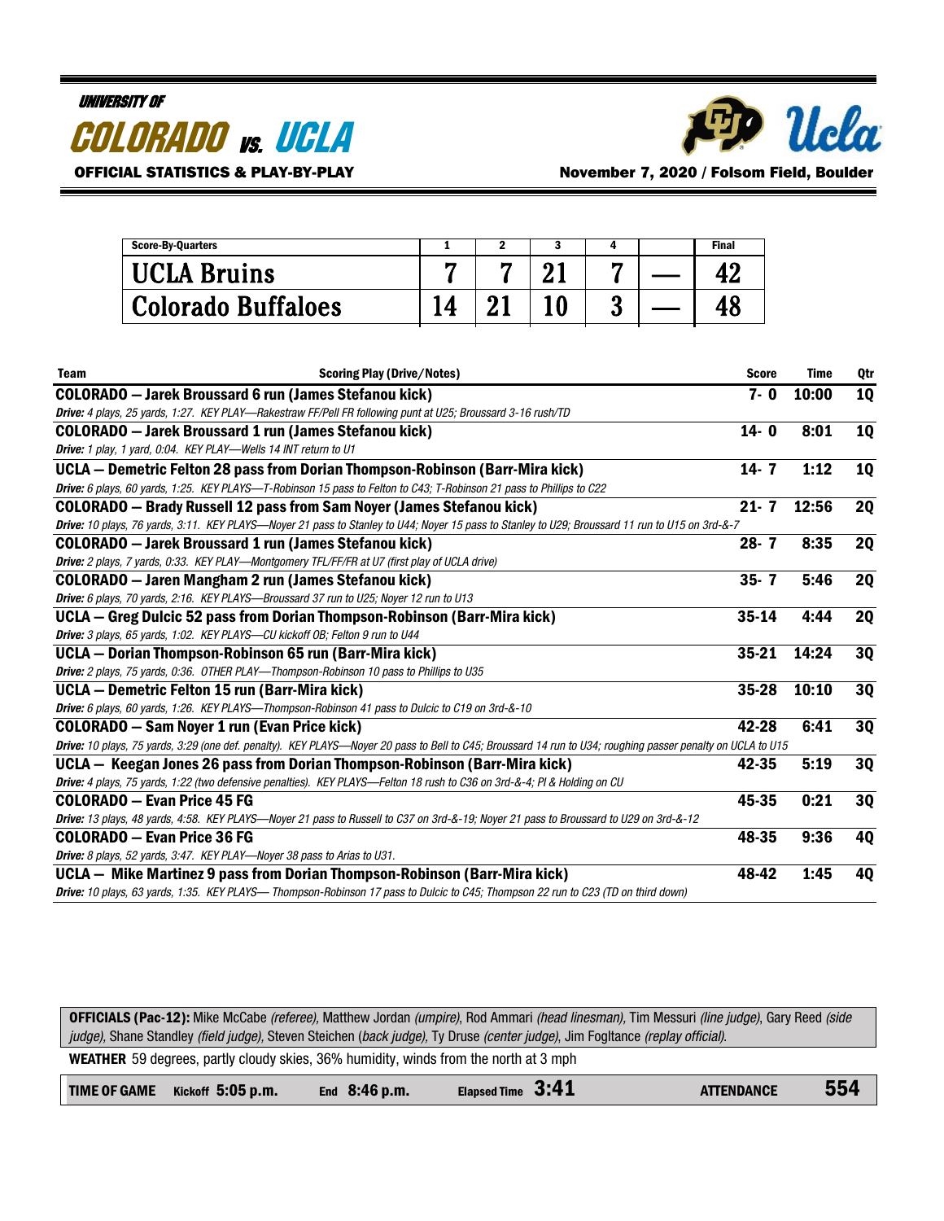# UNIVERSITY OF COLORADO vs. UCLA

**OFFICIAL STATISTICS & PLAY-BY-PLAY**

**November 7, 2020 / Folsom Field, Boulder**

| Score-By-Quarters | 1 | 2 | 3 | 4 | | Final |
|---|---|---|---|---|---|---|
| UCLA Bruins | 7 | 7 | 21 | 7 | — | 42 |
| Colorado Buffaloes | 14 | 21 | 10 | 3 | — | 48 |

| Team | Scoring Play (Drive/Notes) | Score | Time | Qtr |
|---|---|---|---|---|
| **COLORADO — Jarek Broussard 6 run (James Stefanou kick)** | | **7- 0** | **10:00** | **1Q** |
| *Drive: 4 plays, 25 yards, 1:27. KEY PLAY—Rakestraw FF/Pell FR following punt at U25; Broussard 3-16 rush/TD* | | | | |
| **COLORADO — Jarek Broussard 1 run (James Stefanou kick)** | | **14- 0** | **8:01** | **1Q** |
| *Drive: 1 play, 1 yard, 0:04. KEY PLAY—Wells 14 INT return to U1* | | | | |
| **UCLA — Demetric Felton 28 pass from Dorian Thompson-Robinson (Barr-Mira kick)** | | **14- 7** | **1:12** | **1Q** |
| *Drive: 6 plays, 60 yards, 1:25. KEY PLAYS—T-Robinson 15 pass to Felton to C43; T-Robinson 21 pass to Phillips to C22* | | | | |
| **COLORADO — Brady Russell 12 pass from Sam Noyer (James Stefanou kick)** | | **21- 7** | **12:56** | **2Q** |
| *Drive: 10 plays, 76 yards, 3:11. KEY PLAYS—Noyer 21 pass to Stanley to U44; Noyer 15 pass to Stanley to U29; Broussard 11 run to U15 on 3rd-&-7* | | | | |
| **COLORADO — Jarek Broussard 1 run (James Stefanou kick)** | | **28- 7** | **8:35** | **2Q** |
| *Drive: 2 plays, 7 yards, 0:33. KEY PLAY—Montgomery TFL/FF/FR at U7 (first play of UCLA drive)* | | | | |
| **COLORADO — Jaren Mangham 2 run (James Stefanou kick)** | | **35- 7** | **5:46** | **2Q** |
| *Drive: 6 plays, 70 yards, 2:16. KEY PLAYS—Broussard 37 run to U25; Noyer 12 run to U13* | | | | |
| **UCLA — Greg Dulcic 52 pass from Dorian Thompson-Robinson (Barr-Mira kick)** | | **35-14** | **4:44** | **2Q** |
| *Drive: 3 plays, 65 yards, 1:02. KEY PLAYS—CU kickoff OB; Felton 9 run to U44* | | | | |
| **UCLA — Dorian Thompson-Robinson 65 run (Barr-Mira kick)** | | **35-21** | **14:24** | **3Q** |
| *Drive: 2 plays, 75 yards, 0:36. OTHER PLAY—Thompson-Robinson 10 pass to Phillips to U35* | | | | |
| **UCLA — Demetric Felton 15 run (Barr-Mira kick)** | | **35-28** | **10:10** | **3Q** |
| *Drive: 6 plays, 60 yards, 1:26. KEY PLAYS—Thompson-Robinson 41 pass to Dulcic to C19 on 3rd-&-10* | | | | |
| **COLORADO — Sam Noyer 1 run (Evan Price kick)** | | **42-28** | **6:41** | **3Q** |
| *Drive: 10 plays, 75 yards, 3:29 (one def. penalty). KEY PLAYS—Noyer 20 pass to Bell to C45; Broussard 14 run to U34; roughing passer penalty on UCLA to U15* | | | | |
| **UCLA — Keegan Jones 26 pass from Dorian Thompson-Robinson (Barr-Mira kick)** | | **42-35** | **5:19** | **3Q** |
| *Drive: 4 plays, 75 yards, 1:22 (two defensive penalties). KEY PLAYS—Felton 18 rush to C36 on 3rd-&-4; PI & Holding on CU* | | | | |
| **COLORADO — Evan Price 45 FG** | | **45-35** | **0:21** | **3Q** |
| *Drive: 13 plays, 48 yards, 4:58. KEY PLAYS—Noyer 21 pass to Russell to C37 on 3rd-&-19; Noyer 21 pass to Broussard to U29 on 3rd-&-12* | | | | |
| **COLORADO — Evan Price 36 FG** | | **48-35** | **9:36** | **4Q** |
| *Drive: 8 plays, 52 yards, 3:47. KEY PLAY—Noyer 38 pass to Arias to U31.* | | | | |
| **UCLA — Mike Martinez 9 pass from Dorian Thompson-Robinson (Barr-Mira kick)** | | **48-42** | **1:45** | **4Q** |
| *Drive: 10 plays, 63 yards, 1:35. KEY PLAYS— Thompson-Robinson 17 pass to Dulcic to C45; Thompson 22 run to C23 (TD on third down)* | | | | |

**OFFICIALS (Pac-12):** Mike McCabe *(referee)*, Matthew Jordan *(umpire)*, Rod Ammari *(head linesman)*, Tim Messuri *(line judge)*, Gary Reed *(side judge)*, Shane Standley *(field judge)*, Steven Steichen *(back judge)*, Ty Druse *(center judge)*, Jim Fogltance *(replay official)*.

**WEATHER** 59 degrees, partly cloudy skies, 36% humidity, winds from the north at 3 mph

**TIME OF GAME** Kickoff **5:05 p.m.** End **8:46 p.m.** Elapsed Time **3:41** **ATTENDANCE** **554**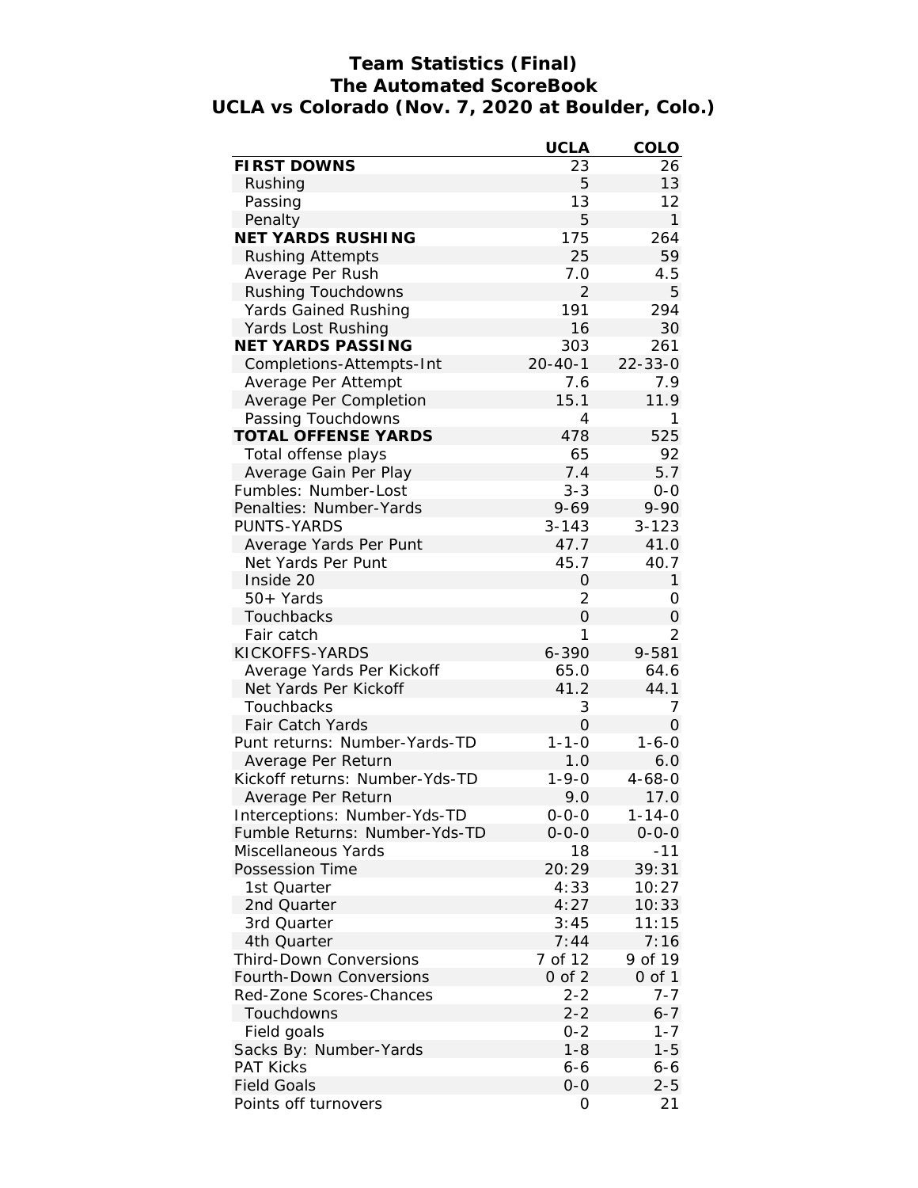# Team Statistics (Final)
## The Automated ScoreBook
## UCLA vs Colorado (Nov. 7, 2020 at Boulder, Colo.)

| | UCLA | COLO |
|---|---|---|
| **FIRST DOWNS** | 23 | 26 |
| Rushing | 5 | 13 |
| Passing | 13 | 12 |
| Penalty | 5 | 1 |
| **NET YARDS RUSHING** | 175 | 264 |
| Rushing Attempts | 25 | 59 |
| Average Per Rush | 7.0 | 4.5 |
| Rushing Touchdowns | 2 | 5 |
| Yards Gained Rushing | 191 | 294 |
| Yards Lost Rushing | 16 | 30 |
| **NET YARDS PASSING** | 303 | 261 |
| Completions-Attempts-Int | 20-40-1 | 22-33-0 |
| Average Per Attempt | 7.6 | 7.9 |
| Average Per Completion | 15.1 | 11.9 |
| Passing Touchdowns | 4 | 1 |
| **TOTAL OFFENSE YARDS** | 478 | 525 |
| Total offense plays | 65 | 92 |
| Average Gain Per Play | 7.4 | 5.7 |
| Fumbles: Number-Lost | 3-3 | 0-0 |
| Penalties: Number-Yards | 9-69 | 9-90 |
| PUNTS-YARDS | 3-143 | 3-123 |
| Average Yards Per Punt | 47.7 | 41.0 |
| Net Yards Per Punt | 45.7 | 40.7 |
| Inside 20 | 0 | 1 |
| 50+ Yards | 2 | 0 |
| Touchbacks | 0 | 0 |
| Fair catch | 1 | 2 |
| KICKOFFS-YARDS | 6-390 | 9-581 |
| Average Yards Per Kickoff | 65.0 | 64.6 |
| Net Yards Per Kickoff | 41.2 | 44.1 |
| Touchbacks | 3 | 7 |
| Fair Catch Yards | 0 | 0 |
| Punt returns: Number-Yards-TD | 1-1-0 | 1-6-0 |
| Average Per Return | 1.0 | 6.0 |
| Kickoff returns: Number-Yds-TD | 1-9-0 | 4-68-0 |
| Average Per Return | 9.0 | 17.0 |
| Interceptions: Number-Yds-TD | 0-0-0 | 1-14-0 |
| Fumble Returns: Number-Yds-TD | 0-0-0 | 0-0-0 |
| Miscellaneous Yards | 18 | -11 |
| Possession Time | 20:29 | 39:31 |
| 1st Quarter | 4:33 | 10:27 |
| 2nd Quarter | 4:27 | 10:33 |
| 3rd Quarter | 3:45 | 11:15 |
| 4th Quarter | 7:44 | 7:16 |
| Third-Down Conversions | 7 of 12 | 9 of 19 |
| Fourth-Down Conversions | 0 of 2 | 0 of 1 |
| Red-Zone Scores-Chances | 2-2 | 7-7 |
| Touchdowns | 2-2 | 6-7 |
| Field goals | 0-2 | 1-7 |
| Sacks By: Number-Yards | 1-8 | 1-5 |
| PAT Kicks | 6-6 | 6-6 |
| Field Goals | 0-0 | 2-5 |
| Points off turnovers | 0 | 21 |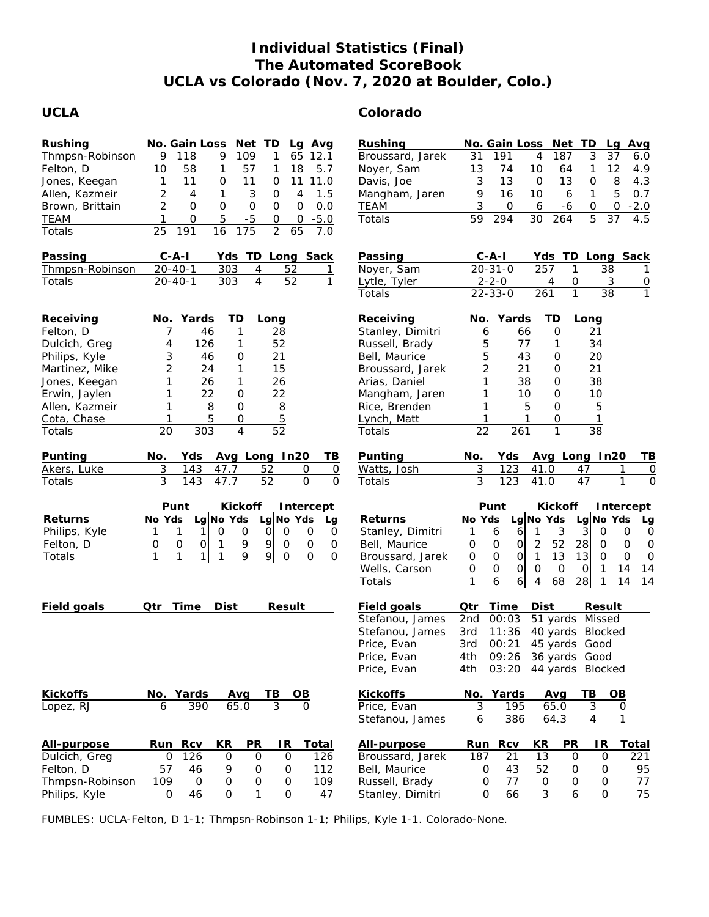# Individual Statistics (Final)
# The Automated ScoreBook
# UCLA vs Colorado (Nov. 7, 2020 at Boulder, Colo.)

## UCLA

| Rushing | No. | Gain | Loss | Net | TD | Lg | Avg |
|---|---|---|---|---|---|---|---|
| Thmpsn-Robinson | 9 | 118 | 9 | 109 | 1 | 65 | 12.1 |
| Felton, D | 10 | 58 | 1 | 57 | 1 | 18 | 5.7 |
| Jones, Keegan | 1 | 11 | 0 | 11 | 0 | 11 | 11.0 |
| Allen, Kazmeir | 2 | 4 | 1 | 3 | 0 | 4 | 1.5 |
| Brown, Brittain | 2 | 0 | 0 | 0 | 0 | 0 | 0.0 |
| TEAM | 1 | 0 | 5 | -5 | 0 | 0 | -5.0 |
| Totals | 25 | 191 | 16 | 175 | 2 | 65 | 7.0 |

| Passing | C-A-I | Yds | TD | Long | Sack |
|---|---|---|---|---|---|
| Thmpsn-Robinson | 20-40-1 | 303 | 4 | 52 | 1 |
| Totals | 20-40-1 | 303 | 4 | 52 | 1 |

| Receiving | No. | Yards | TD | Long |
|---|---|---|---|---|
| Felton, D | 7 | 46 | 1 | 28 |
| Dulcich, Greg | 4 | 126 | 1 | 52 |
| Philips, Kyle | 3 | 46 | 0 | 21 |
| Martinez, Mike | 2 | 24 | 1 | 15 |
| Jones, Keegan | 1 | 26 | 1 | 26 |
| Erwin, Jaylen | 1 | 22 | 0 | 22 |
| Allen, Kazmeir | 1 | 8 | 0 | 8 |
| Cota, Chase | 1 | 5 | 0 | 5 |
| Totals | 20 | 303 | 4 | 52 |

| Punting | No. | Yds | Avg | Long | In20 | TB |
|---|---|---|---|---|---|---|
| Akers, Luke | 3 | 143 | 47.7 | 52 | 0 | 0 |
| Totals | 3 | 143 | 47.7 | 52 | 0 | 0 |

| | Punt | | | Kickoff | | | Intercept | | |
|---|---|---|---|---|---|---|---|---|---|
| Returns | No | Yds | Lg | No | Yds | Lg | No | Yds | Lg |
| Philips, Kyle | 1 | 1 | 1 | 0 | 0 | 0 | 0 | 0 | 0 |
| Felton, D | 0 | 0 | 0 | 1 | 9 | 9 | 0 | 0 | 0 |
| Totals | 1 | 1 | 1 | 1 | 9 | 9 | 0 | 0 | 0 |

| Field goals | Qtr | Time | Dist | Result |
|---|---|---|---|---|

| Kickoffs | No. | Yards | Avg | TB | OB |
|---|---|---|---|---|---|
| Lopez, RJ | 6 | 390 | 65.0 | 3 | 0 |

| All-purpose | Run | Rcv | KR | PR | IR | Total |
|---|---|---|---|---|---|---|
| Dulcich, Greg | 0 | 126 | 0 | 0 | 0 | 126 |
| Felton, D | 57 | 46 | 9 | 0 | 0 | 112 |
| Thmpsn-Robinson | 109 | 0 | 0 | 0 | 0 | 109 |
| Philips, Kyle | 0 | 46 | 0 | 1 | 0 | 47 |

## Colorado

| Rushing | No. | Gain | Loss | Net | TD | Lg | Avg |
|---|---|---|---|---|---|---|---|
| Broussard, Jarek | 31 | 191 | 4 | 187 | 3 | 37 | 6.0 |
| Noyer, Sam | 13 | 74 | 10 | 64 | 1 | 12 | 4.9 |
| Davis, Joe | 3 | 13 | 0 | 13 | 0 | 8 | 4.3 |
| Mangham, Jaren | 9 | 16 | 10 | 6 | 1 | 5 | 0.7 |
| TEAM | 3 | 0 | 6 | -6 | 0 | 0 | -2.0 |
| Totals | 59 | 294 | 30 | 264 | 5 | 37 | 4.5 |

| Passing | C-A-I | Yds | TD | Long | Sack |
|---|---|---|---|---|---|
| Noyer, Sam | 20-31-0 | 257 | 1 | 38 | 1 |
| Lytle, Tyler | 2-2-0 | 4 | 0 | 3 | 0 |
| Totals | 22-33-0 | 261 | 1 | 38 | 1 |

| Receiving | No. | Yards | TD | Long |
|---|---|---|---|---|
| Stanley, Dimitri | 6 | 66 | 0 | 21 |
| Russell, Brady | 5 | 77 | 1 | 34 |
| Bell, Maurice | 5 | 43 | 0 | 20 |
| Broussard, Jarek | 2 | 21 | 0 | 21 |
| Arias, Daniel | 1 | 38 | 0 | 38 |
| Mangham, Jaren | 1 | 10 | 0 | 10 |
| Rice, Brenden | 1 | 5 | 0 | 5 |
| Lynch, Matt | 1 | 1 | 0 | 1 |
| Totals | 22 | 261 | 1 | 38 |

| Punting | No. | Yds | Avg | Long | In20 | TB |
|---|---|---|---|---|---|---|
| Watts, Josh | 3 | 123 | 41.0 | 47 | 1 | 0 |
| Totals | 3 | 123 | 41.0 | 47 | 1 | 0 |

| | Punt | | | Kickoff | | | Intercept | | |
|---|---|---|---|---|---|---|---|---|---|
| Returns | No | Yds | Lg | No | Yds | Lg | No | Yds | Lg |
| Stanley, Dimitri | 1 | 6 | 6 | 1 | 3 | 3 | 0 | 0 | 0 |
| Bell, Maurice | 0 | 0 | 0 | 2 | 52 | 28 | 0 | 0 | 0 |
| Broussard, Jarek | 0 | 0 | 0 | 1 | 13 | 13 | 0 | 0 | 0 |
| Wells, Carson | 0 | 0 | 0 | 0 | 0 | 0 | 1 | 14 | 14 |
| Totals | 1 | 6 | 6 | 4 | 68 | 28 | 1 | 14 | 14 |

| Field goals | Qtr | Time | Dist | Result |
|---|---|---|---|---|
| Stefanou, James | 2nd | 00:03 | 51 yards | Missed |
| Stefanou, James | 3rd | 11:36 | 40 yards | Blocked |
| Price, Evan | 3rd | 00:21 | 45 yards | Good |
| Price, Evan | 4th | 09:26 | 36 yards | Good |
| Price, Evan | 4th | 03:20 | 44 yards | Blocked |

| Kickoffs | No. | Yards | Avg | TB | OB |
|---|---|---|---|---|---|
| Price, Evan | 3 | 195 | 65.0 | 3 | 0 |
| Stefanou, James | 6 | 386 | 64.3 | 4 | 1 |

| All-purpose | Run | Rcv | KR | PR | IR | Total |
|---|---|---|---|---|---|---|
| Broussard, Jarek | 187 | 21 | 13 | 0 | 0 | 221 |
| Bell, Maurice | 0 | 43 | 52 | 0 | 0 | 95 |
| Russell, Brady | 0 | 77 | 0 | 0 | 0 | 77 |
| Stanley, Dimitri | 0 | 66 | 3 | 6 | 0 | 75 |

FUMBLES: UCLA-Felton, D 1-1; Thmpsn-Robinson 1-1; Philips, Kyle 1-1. Colorado-None.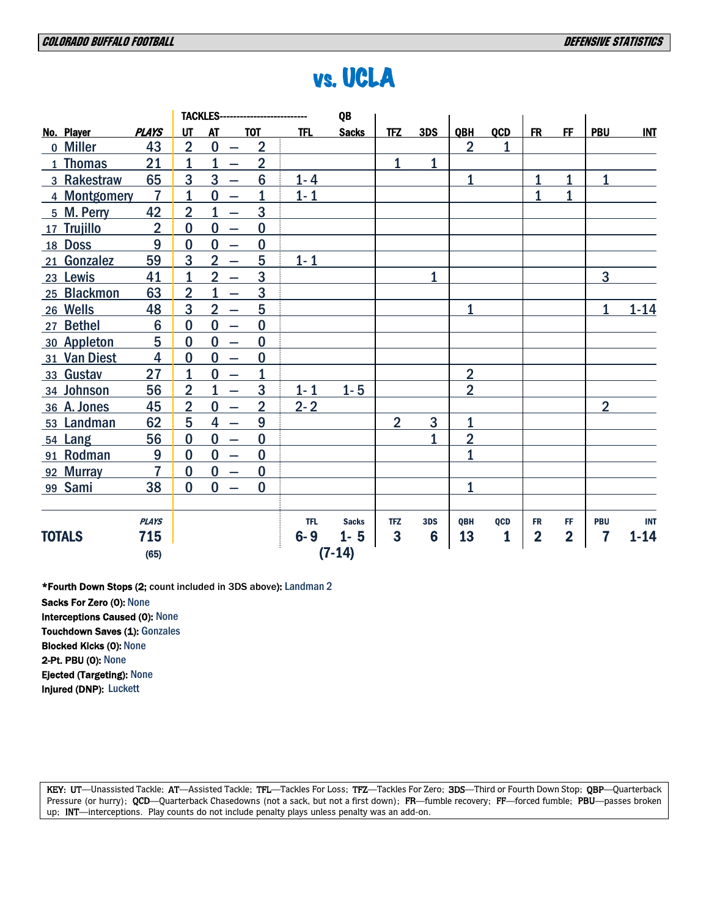COLORADO BUFFALO FOOTBALL — DEFENSIVE STATISTICS

# vs. UCLA

| No. | Player | PLAYS | TACKLES UT | AT | TOT | TFL | QB Sacks | TFZ | 3DS | QBH | QCD | FR | FF | PBU | INT |
|---|---|---|---|---|---|---|---|---|---|---|---|---|---|---|---|
| 0 | Miller | 43 | 2 | 0 | 2 | | | | | 2 | 1 | | | | |
| 1 | Thomas | 21 | 1 | 1 | 2 | | | 1 | 1 | | | | | | |
| 3 | Rakestraw | 65 | 3 | 3 | 6 | 1- 4 | | | | 1 | | 1 | 1 | 1 | |
| 4 | Montgomery | 7 | 1 | 0 | 1 | 1- 1 | | | | | | 1 | 1 | | |
| 5 | M. Perry | 42 | 2 | 1 | 3 | | | | | | | | | | |
| 17 | Trujillo | 2 | 0 | 0 | 0 | | | | | | | | | | |
| 18 | Doss | 9 | 0 | 0 | 0 | | | | | | | | | | |
| 21 | Gonzalez | 59 | 3 | 2 | 5 | 1- 1 | | | | | | | | | |
| 23 | Lewis | 41 | 1 | 2 | 3 | | | | 1 | | | | | 3 | |
| 25 | Blackmon | 63 | 2 | 1 | 3 | | | | | | | | | | |
| 26 | Wells | 48 | 3 | 2 | 5 | | | | | 1 | | | | 1 | 1-14 |
| 27 | Bethel | 6 | 0 | 0 | 0 | | | | | | | | | | |
| 30 | Appleton | 5 | 0 | 0 | 0 | | | | | | | | | | |
| 31 | Van Diest | 4 | 0 | 0 | 0 | | | | | | | | | | |
| 33 | Gustav | 27 | 1 | 0 | 1 | | | | | 2 | | | | | |
| 34 | Johnson | 56 | 2 | 1 | 3 | 1- 1 | 1- 5 | | | 2 | | | | | |
| 36 | A. Jones | 45 | 2 | 0 | 2 | 2- 2 | | | | | | | | 2 | |
| 53 | Landman | 62 | 5 | 4 | 9 | | | 2 | 3 | 1 | | | | | |
| 54 | Lang | 56 | 0 | 0 | 0 | | | | 1 | 2 | | | | | |
| 91 | Rodman | 9 | 0 | 0 | 0 | | | | | 1 | | | | | |
| 92 | Murray | 7 | 0 | 0 | 0 | | | | | | | | | | |
| 99 | Sami | 38 | 0 | 0 | 0 | | | | | 1 | | | | | |
| | **TOTALS** | 715 (65) | | | | 6- 9 | 1- 5 (7-14) | 3 | 6 | 13 | 1 | 2 | 2 | 7 | 1-14 |

**\*Fourth Down Stops (2; count included in 3DS above):** Landman 2
**Sacks For Zero (0):** None
**Interceptions Caused (0):** None
**Touchdown Saves (1):** Gonzales
**Blocked Kicks (0):** None
**2-Pt. PBU (0):** None
**Ejected (Targeting):** None
**Injured (DNP):** Luckett

KEY: UT—Unassisted Tackle; AT—Assisted Tackle; TFL—Tackles For Loss; TFZ—Tackles For Zero; 3DS—Third or Fourth Down Stop; QBP—Quarterback Pressure (or hurry); QCD—Quarterback Chasedowns (not a sack, but not a first down); FR—fumble recovery; FF—forced fumble; PBU—passes broken up; INT—interceptions. Play counts do not include penalty plays unless penalty was an add-on.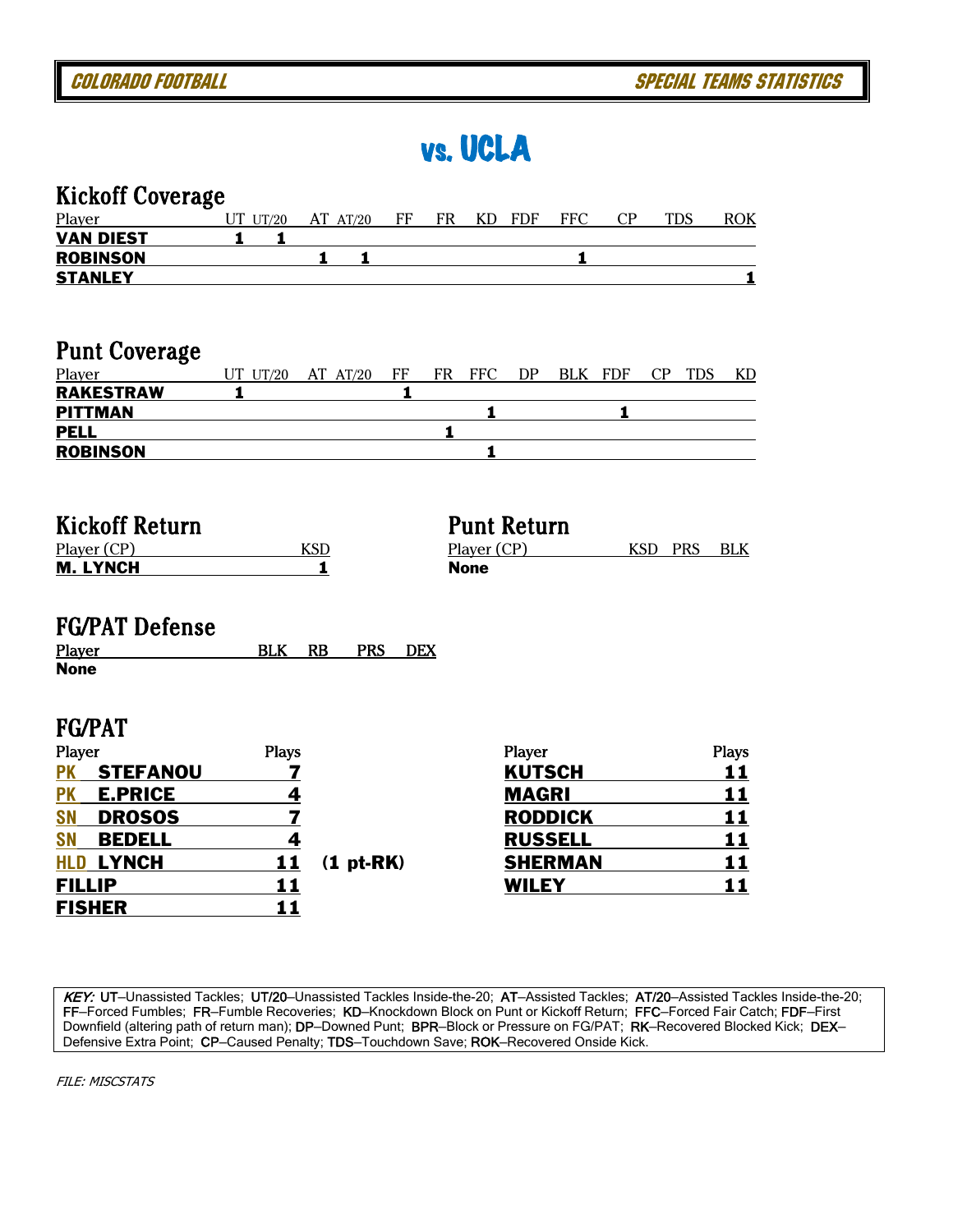# vs. UCLA

## Kickoff Coverage

| Player | UT | UT/20 | AT | AT/20 | FF | FR | KD | FDF | FFC | CP | TDS | ROK |
|---|---|---|---|---|---|---|---|---|---|---|---|---|
| **VAN DIEST** | 1 | 1 | | | | | | | | | | |
| **ROBINSON** | | | 1 | 1 | | | | | 1 | | | |
| **STANLEY** | | | | | | | | | | | | 1 |

## Punt Coverage

| Player | UT | UT/20 | AT | AT/20 | FF | FR | FFC | DP | BLK | FDF | CP | TDS | KD |
|---|---|---|---|---|---|---|---|---|---|---|---|---|---|
| **RAKESTRAW** | 1 | | | | 1 | | | | | | | | |
| **PITTMAN** | | | | | | | 1 | | | 1 | | | |
| **PELL** | | | | | | 1 | | | | | | | |
| **ROBINSON** | | | | | | | 1 | | | | | | |

## Kickoff Return

| Player (CP) | KSD |
|---|---|
| **M. LYNCH** | 1 |

## Punt Return

| Player (CP) | KSD | PRS | BLK |
|---|---|---|---|
| **None** | | | |

## FG/PAT Defense

| Player | BLK | RB | PRS | DEX |
|---|---|---|---|---|
| **None** | | | | |

## FG/PAT

| Player | Plays | |
|---|---|---|
| **PK STEFANOU** | 7 | |
| **PK E.PRICE** | 4 | |
| **SN DROSOS** | 7 | |
| **SN BEDELL** | 4 | |
| **HLD LYNCH** | 11 | **(1 pt-RK)** |
| **FILLIP** | 11 | |
| **FISHER** | 11 | |

| Player | Plays |
|---|---|
| **KUTSCH** | 11 |
| **MAGRI** | 11 |
| **RODDICK** | 11 |
| **RUSSELL** | 11 |
| **SHERMAN** | 11 |
| **WILEY** | 11 |

*KEY:* **UT**–Unassisted Tackles; **UT/20**–Unassisted Tackles Inside-the-20; **AT**–Assisted Tackles; **AT/20**–Assisted Tackles Inside-the-20; **FF**–Forced Fumbles; **FR**–Fumble Recoveries; **KD**–Knockdown Block on Punt or Kickoff Return; **FFC**–Forced Fair Catch; **FDF**–First Downfield (altering path of return man); **DP**–Downed Punt; **BPR**–Block or Pressure on FG/PAT; **RK**–Recovered Blocked Kick; **DEX**–Defensive Extra Point; **CP**–Caused Penalty; **TDS**–Touchdown Save; **ROK**–Recovered Onside Kick.

*FILE: MISCSTATS*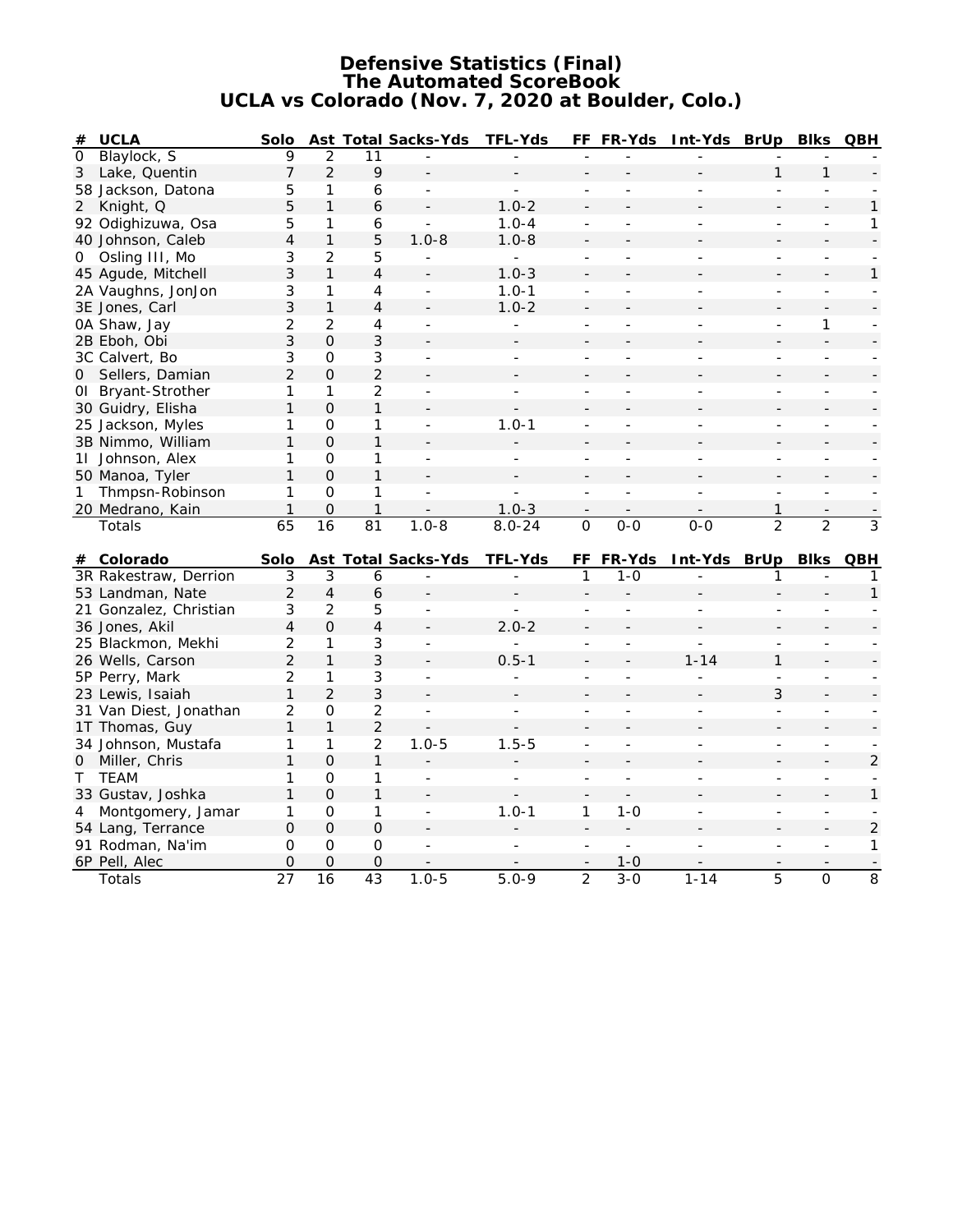# Defensive Statistics (Final)
## The Automated ScoreBook
## UCLA vs Colorado (Nov. 7, 2020 at Boulder, Colo.)

| # | UCLA | Solo | Ast | Total | Sacks-Yds | TFL-Yds | FF | FR-Yds | Int-Yds | BrUp | Blks | QBH |
|---|---|---|---|---|---|---|---|---|---|---|---|---|
| 0 | Blaylock, S | 9 | 2 | 11 | - | - | - | - | - | - | - | - |
| 3 | Lake, Quentin | 7 | 2 | 9 | - | - | - | - | - | 1 | 1 | - |
| 58 | Jackson, Datona | 5 | 1 | 6 | - | - | - | - | - | - | - | - |
| 2 | Knight, Q | 5 | 1 | 6 | - | 1.0-2 | - | - | - | - | - | 1 |
| 92 | Odighizuwa, Osa | 5 | 1 | 6 | - | 1.0-4 | - | - | - | - | - | 1 |
| 40 | Johnson, Caleb | 4 | 1 | 5 | 1.0-8 | 1.0-8 | - | - | - | - | - | - |
| 0 | Osling III, Mo | 3 | 2 | 5 | - | - | - | - | - | - | - | - |
| 45 | Agude, Mitchell | 3 | 1 | 4 | - | 1.0-3 | - | - | - | - | - | 1 |
| 2A | Vaughns, JonJon | 3 | 1 | 4 | - | 1.0-1 | - | - | - | - | - | - |
| 3E | Jones, Carl | 3 | 1 | 4 | - | 1.0-2 | - | - | - | - | - | - |
| 0A | Shaw, Jay | 2 | 2 | 4 | - | - | - | - | - | - | 1 | - |
| 2B | Eboh, Obi | 3 | 0 | 3 | - | - | - | - | - | - | - | - |
| 3C | Calvert, Bo | 3 | 0 | 3 | - | - | - | - | - | - | - | - |
| 0 | Sellers, Damian | 2 | 0 | 2 | - | - | - | - | - | - | - | - |
| 0I | Bryant-Strother | 1 | 1 | 2 | - | - | - | - | - | - | - | - |
| 30 | Guidry, Elisha | 1 | 0 | 1 | - | - | - | - | - | - | - | - |
| 25 | Jackson, Myles | 1 | 0 | 1 | - | 1.0-1 | - | - | - | - | - | - |
| 3B | Nimmo, William | 1 | 0 | 1 | - | - | - | - | - | - | - | - |
| 1I | Johnson, Alex | 1 | 0 | 1 | - | - | - | - | - | - | - | - |
| 50 | Manoa, Tyler | 1 | 0 | 1 | - | - | - | - | - | - | - | - |
| 1 | Thmpsn-Robinson | 1 | 0 | 1 | - | - | - | - | - | - | - | - |
| 20 | Medrano, Kain | 1 | 0 | 1 | - | 1.0-3 | - | - | - | 1 | - | - |
| | Totals | 65 | 16 | 81 | 1.0-8 | 8.0-24 | 0 | 0-0 | 0-0 | 2 | 2 | 3 |

| # | Colorado | Solo | Ast | Total | Sacks-Yds | TFL-Yds | FF | FR-Yds | Int-Yds | BrUp | Blks | QBH |
|---|---|---|---|---|---|---|---|---|---|---|---|---|
| 3R | Rakestraw, Derrion | 3 | 3 | 6 | - | - | 1 | 1-0 | - | 1 | - | 1 |
| 53 | Landman, Nate | 2 | 4 | 6 | - | - | - | - | - | - | - | 1 |
| 21 | Gonzalez, Christian | 3 | 2 | 5 | - | - | - | - | - | - | - | - |
| 36 | Jones, Akil | 4 | 0 | 4 | - | 2.0-2 | - | - | - | - | - | - |
| 25 | Blackmon, Mekhi | 2 | 1 | 3 | - | - | - | - | - | - | - | - |
| 26 | Wells, Carson | 2 | 1 | 3 | - | 0.5-1 | - | - | 1-14 | 1 | - | - |
| 5P | Perry, Mark | 2 | 1 | 3 | - | - | - | - | - | - | - | - |
| 23 | Lewis, Isaiah | 1 | 2 | 3 | - | - | - | - | - | 3 | - | - |
| 31 | Van Diest, Jonathan | 2 | 0 | 2 | - | - | - | - | - | - | - | - |
| 1T | Thomas, Guy | 1 | 1 | 2 | - | - | - | - | - | - | - | - |
| 34 | Johnson, Mustafa | 1 | 1 | 2 | 1.0-5 | 1.5-5 | - | - | - | - | - | - |
| 0 | Miller, Chris | 1 | 0 | 1 | - | - | - | - | - | - | - | 2 |
| T | TEAM | 1 | 0 | 1 | - | - | - | - | - | - | - | - |
| 33 | Gustav, Joshka | 1 | 0 | 1 | - | - | - | - | - | - | - | 1 |
| 4 | Montgomery, Jamar | 1 | 0 | 1 | - | 1.0-1 | 1 | 1-0 | - | - | - | - |
| 54 | Lang, Terrance | 0 | 0 | 0 | - | - | - | - | - | - | - | 2 |
| 91 | Rodman, Na'im | 0 | 0 | 0 | - | - | - | - | - | - | - | 1 |
| 6P | Pell, Alec | 0 | 0 | 0 | - | - | - | 1-0 | - | - | - | - |
| | Totals | 27 | 16 | 43 | 1.0-5 | 5.0-9 | 2 | 3-0 | 1-14 | 5 | 0 | 8 |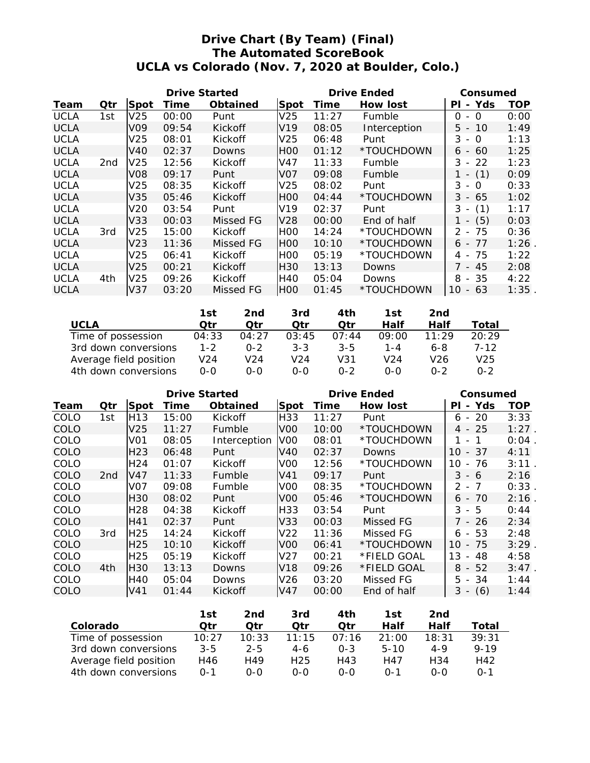# Drive Chart (By Team) (Final)
## The Automated ScoreBook
## UCLA vs Colorado (Nov. 7, 2020 at Boulder, Colo.)

| | | Drive Started | | | Drive Ended | | | Consumed | |
|---|---|---|---|---|---|---|---|---|---|
| Team | Qtr | Spot | Time | Obtained | Spot | Time | How lost | Pl - Yds | TOP |
| UCLA | 1st | V25 | 00:00 | Punt | V25 | 11:27 | Fumble | 0 - 0 | 0:00 |
| UCLA | | V09 | 09:54 | Kickoff | V19 | 08:05 | Interception | 5 - 10 | 1:49 |
| UCLA | | V25 | 08:01 | Kickoff | V25 | 06:48 | Punt | 3 - 0 | 1:13 |
| UCLA | | V40 | 02:37 | Downs | H00 | 01:12 | *TOUCHDOWN | 6 - 60 | 1:25 |
| UCLA | 2nd | V25 | 12:56 | Kickoff | V47 | 11:33 | Fumble | 3 - 22 | 1:23 |
| UCLA | | V08 | 09:17 | Punt | V07 | 09:08 | Fumble | 1 - (1) | 0:09 |
| UCLA | | V25 | 08:35 | Kickoff | V25 | 08:02 | Punt | 3 - 0 | 0:33 |
| UCLA | | V35 | 05:46 | Kickoff | H00 | 04:44 | *TOUCHDOWN | 3 - 65 | 1:02 |
| UCLA | | V20 | 03:54 | Punt | V19 | 02:37 | Punt | 3 - (1) | 1:17 |
| UCLA | | V33 | 00:03 | Missed FG | V28 | 00:00 | End of half | 1 - (5) | 0:03 |
| UCLA | 3rd | V25 | 15:00 | Kickoff | H00 | 14:24 | *TOUCHDOWN | 2 - 75 | 0:36 |
| UCLA | | V23 | 11:36 | Missed FG | H00 | 10:10 | *TOUCHDOWN | 6 - 77 | 1:26 . |
| UCLA | | V25 | 06:41 | Kickoff | H00 | 05:19 | *TOUCHDOWN | 4 - 75 | 1:22 |
| UCLA | | V25 | 00:21 | Kickoff | H30 | 13:13 | Downs | 7 - 45 | 2:08 |
| UCLA | 4th | V25 | 09:26 | Kickoff | H40 | 05:04 | Downs | 8 - 35 | 4:22 |
| UCLA | | V37 | 03:20 | Missed FG | H00 | 01:45 | *TOUCHDOWN | 10 - 63 | 1:35 . |

| UCLA | 1st Qtr | 2nd Qtr | 3rd Qtr | 4th Qtr | 1st Half | 2nd Half | Total |
|---|---|---|---|---|---|---|---|
| Time of possession | 04:33 | 04:27 | 03:45 | 07:44 | 09:00 | 11:29 | 20:29 |
| 3rd down conversions | 1-2 | 0-2 | 3-3 | 3-5 | 1-4 | 6-8 | 7-12 |
| Average field position | V24 | V24 | V24 | V31 | V24 | V26 | V25 |
| 4th down conversions | 0-0 | 0-0 | 0-0 | 0-2 | 0-0 | 0-2 | 0-2 |

| | | Drive Started | | | Drive Ended | | | Consumed | |
|---|---|---|---|---|---|---|---|---|---|
| Team | Qtr | Spot | Time | Obtained | Spot | Time | How lost | Pl - Yds | TOP |
| COLO | 1st | H13 | 15:00 | Kickoff | H33 | 11:27 | Punt | 6 - 20 | 3:33 |
| COLO | | V25 | 11:27 | Fumble | V00 | 10:00 | *TOUCHDOWN | 4 - 25 | 1:27 . |
| COLO | | V01 | 08:05 | Interception | V00 | 08:01 | *TOUCHDOWN | 1 - 1 | 0:04 . |
| COLO | | H23 | 06:48 | Punt | V40 | 02:37 | Downs | 10 - 37 | 4:11 |
| COLO | | H24 | 01:07 | Kickoff | V00 | 12:56 | *TOUCHDOWN | 10 - 76 | 3:11 . |
| COLO | 2nd | V47 | 11:33 | Fumble | V41 | 09:17 | Punt | 3 - 6 | 2:16 |
| COLO | | V07 | 09:08 | Fumble | V00 | 08:35 | *TOUCHDOWN | 2 - 7 | 0:33 . |
| COLO | | H30 | 08:02 | Punt | V00 | 05:46 | *TOUCHDOWN | 6 - 70 | 2:16 . |
| COLO | | H28 | 04:38 | Kickoff | H33 | 03:54 | Punt | 3 - 5 | 0:44 |
| COLO | | H41 | 02:37 | Punt | V33 | 00:03 | Missed FG | 7 - 26 | 2:34 |
| COLO | 3rd | H25 | 14:24 | Kickoff | V22 | 11:36 | Missed FG | 6 - 53 | 2:48 |
| COLO | | H25 | 10:10 | Kickoff | V00 | 06:41 | *TOUCHDOWN | 10 - 75 | 3:29 . |
| COLO | | H25 | 05:19 | Kickoff | V27 | 00:21 | *FIELD GOAL | 13 - 48 | 4:58 |
| COLO | 4th | H30 | 13:13 | Downs | V18 | 09:26 | *FIELD GOAL | 8 - 52 | 3:47 . |
| COLO | | H40 | 05:04 | Downs | V26 | 03:20 | Missed FG | 5 - 34 | 1:44 |
| COLO | | V41 | 01:44 | Kickoff | V47 | 00:00 | End of half | 3 - (6) | 1:44 |

| Colorado | 1st Qtr | 2nd Qtr | 3rd Qtr | 4th Qtr | 1st Half | 2nd Half | Total |
|---|---|---|---|---|---|---|---|
| Time of possession | 10:27 | 10:33 | 11:15 | 07:16 | 21:00 | 18:31 | 39:31 |
| 3rd down conversions | 3-5 | 2-5 | 4-6 | 0-3 | 5-10 | 4-9 | 9-19 |
| Average field position | H46 | H49 | H25 | H43 | H47 | H34 | H42 |
| 4th down conversions | 0-1 | 0-0 | 0-0 | 0-0 | 0-1 | 0-0 | 0-1 |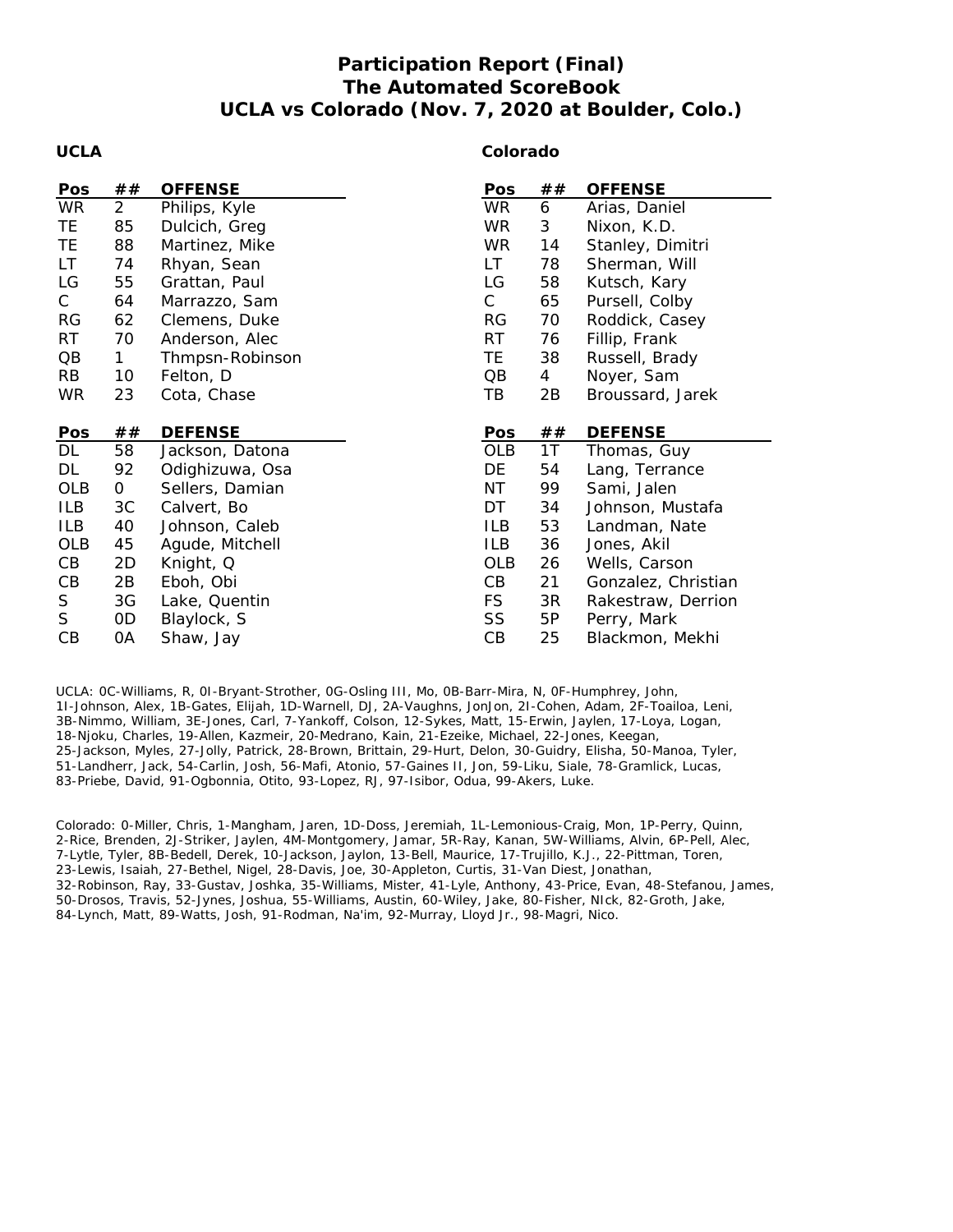# Participation Report (Final)
## The Automated ScoreBook
## UCLA vs Colorado (Nov. 7, 2020 at Boulder, Colo.)

### UCLA

| Pos | ## | OFFENSE |
|---|---|---|
| WR | 2 | Philips, Kyle |
| TE | 85 | Dulcich, Greg |
| TE | 88 | Martinez, Mike |
| LT | 74 | Rhyan, Sean |
| LG | 55 | Grattan, Paul |
| C | 64 | Marrazzo, Sam |
| RG | 62 | Clemens, Duke |
| RT | 70 | Anderson, Alec |
| QB | 1 | Thmpsn-Robinson |
| RB | 10 | Felton, D |
| WR | 23 | Cota, Chase |

| Pos | ## | DEFENSE |
|---|---|---|
| DL | 58 | Jackson, Datona |
| DL | 92 | Odighizuwa, Osa |
| OLB | 0 | Sellers, Damian |
| ILB | 3C | Calvert, Bo |
| ILB | 40 | Johnson, Caleb |
| OLB | 45 | Agude, Mitchell |
| CB | 2D | Knight, Q |
| CB | 2B | Eboh, Obi |
| S | 3G | Lake, Quentin |
| S | 0D | Blaylock, S |
| CB | 0A | Shaw, Jay |

### Colorado

| Pos | ## | OFFENSE |
|---|---|---|
| WR | 6 | Arias, Daniel |
| WR | 3 | Nixon, K.D. |
| WR | 14 | Stanley, Dimitri |
| LT | 78 | Sherman, Will |
| LG | 58 | Kutsch, Kary |
| C | 65 | Pursell, Colby |
| RG | 70 | Roddick, Casey |
| RT | 76 | Fillip, Frank |
| TE | 38 | Russell, Brady |
| QB | 4 | Noyer, Sam |
| TB | 2B | Broussard, Jarek |

| Pos | ## | DEFENSE |
|---|---|---|
| OLB | 1T | Thomas, Guy |
| DE | 54 | Lang, Terrance |
| NT | 99 | Sami, Jalen |
| DT | 34 | Johnson, Mustafa |
| ILB | 53 | Landman, Nate |
| ILB | 36 | Jones, Akil |
| OLB | 26 | Wells, Carson |
| CB | 21 | Gonzalez, Christian |
| FS | 3R | Rakestraw, Derrion |
| SS | 5P | Perry, Mark |
| CB | 25 | Blackmon, Mekhi |

UCLA: 0C-Williams, R, 0I-Bryant-Strother, 0G-Osling III, Mo, 0B-Barr-Mira, N, 0F-Humphrey, John, 1I-Johnson, Alex, 1B-Gates, Elijah, 1D-Warnell, DJ, 2A-Vaughns, JonJon, 2I-Cohen, Adam, 2F-Toailoa, Leni, 3B-Nimmo, William, 3E-Jones, Carl, 7-Yankoff, Colson, 12-Sykes, Matt, 15-Erwin, Jaylen, 17-Loya, Logan, 18-Njoku, Charles, 19-Allen, Kazmeir, 20-Medrano, Kain, 21-Ezeike, Michael, 22-Jones, Keegan, 25-Jackson, Myles, 27-Jolly, Patrick, 28-Brown, Brittain, 29-Hurt, Delon, 30-Guidry, Elisha, 50-Manoa, Tyler, 51-Landherr, Jack, 54-Carlin, Josh, 56-Mafi, Atonio, 57-Gaines II, Jon, 59-Liku, Siale, 78-Gramlick, Lucas, 83-Priebe, David, 91-Ogbonnia, Otito, 93-Lopez, RJ, 97-Isibor, Odua, 99-Akers, Luke.

Colorado: 0-Miller, Chris, 1-Mangham, Jaren, 1D-Doss, Jeremiah, 1L-Lemonious-Craig, Mon, 1P-Perry, Quinn, 2-Rice, Brenden, 2J-Striker, Jaylen, 4M-Montgomery, Jamar, 5R-Ray, Kanan, 5W-Williams, Alvin, 6P-Pell, Alec, 7-Lytle, Tyler, 8B-Bedell, Derek, 10-Jackson, Jaylon, 13-Bell, Maurice, 17-Trujillo, K.J., 22-Pittman, Toren, 23-Lewis, Isaiah, 27-Bethel, Nigel, 28-Davis, Joe, 30-Appleton, Curtis, 31-Van Diest, Jonathan, 32-Robinson, Ray, 33-Gustav, Joshka, 35-Williams, Mister, 41-Lyle, Anthony, 43-Price, Evan, 48-Stefanou, James, 50-Drosos, Travis, 52-Jynes, Joshua, 55-Williams, Austin, 60-Wiley, Jake, 80-Fisher, NIck, 82-Groth, Jake, 84-Lynch, Matt, 89-Watts, Josh, 91-Rodman, Na'im, 92-Murray, Lloyd Jr., 98-Magri, Nico.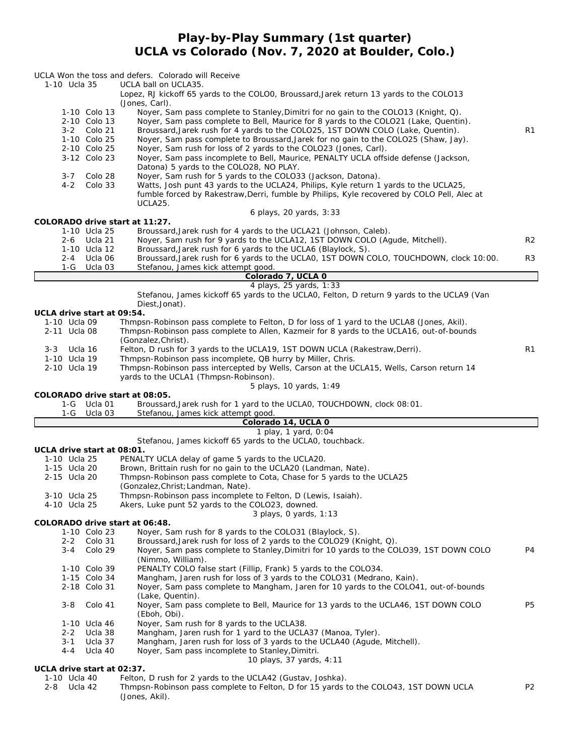# Play-by-Play Summary (1st quarter)
## UCLA vs Colorado (Nov. 7, 2020 at Boulder, Colo.)

UCLA Won the toss and defers. Colorado will Receive

| Down & Distance | Play | |
|---|---|---|
| 1-10 Ucla 35 | UCLA ball on UCLA35. | |
| | Lopez, RJ kickoff 65 yards to the COLO0, Broussard,Jarek return 13 yards to the COLO13 (Jones, Carl). | |
| 1-10 Colo 13 | Noyer, Sam pass complete to Stanley,Dimitri for no gain to the COLO13 (Knight, Q). | |
| 2-10 Colo 13 | Noyer, Sam pass complete to Bell, Maurice for 8 yards to the COLO21 (Lake, Quentin). | |
| 3-2 Colo 21 | Broussard,Jarek rush for 4 yards to the COLO25, 1ST DOWN COLO (Lake, Quentin). | R1 |
| 1-10 Colo 25 | Noyer, Sam pass complete to Broussard,Jarek for no gain to the COLO25 (Shaw, Jay). | |
| 2-10 Colo 25 | Noyer, Sam rush for loss of 2 yards to the COLO23 (Jones, Carl). | |
| 3-12 Colo 23 | Noyer, Sam pass incomplete to Bell, Maurice, PENALTY UCLA offside defense (Jackson, Datona) 5 yards to the COLO28, NO PLAY. | |
| 3-7 Colo 28 | Noyer, Sam rush for 5 yards to the COLO33 (Jackson, Datona). | |
| 4-2 Colo 33 | Watts, Josh punt 43 yards to the UCLA24, Philips, Kyle return 1 yards to the UCLA25, fumble forced by Rakestraw,Derri, fumble by Philips, Kyle recovered by COLO Pell, Alec at UCLA25. | |
| | 6 plays, 20 yards, 3:33 | |

**COLORADO drive start at 11:27.**

| Down & Distance | Play | |
|---|---|---|
| 1-10 Ucla 25 | Broussard,Jarek rush for 4 yards to the UCLA21 (Johnson, Caleb). | |
| 2-6 Ucla 21 | Noyer, Sam rush for 9 yards to the UCLA12, 1ST DOWN COLO (Agude, Mitchell). | R2 |
| 1-10 Ucla 12 | Broussard,Jarek rush for 6 yards to the UCLA6 (Blaylock, S). | |
| 2-4 Ucla 06 | Broussard,Jarek rush for 6 yards to the UCLA0, 1ST DOWN COLO, TOUCHDOWN, clock 10:00. | R3 |
| 1-G Ucla 03 | Stefanou, James kick attempt good. | |

**Colorado 7, UCLA 0**

4 plays, 25 yards, 1:33

Stefanou, James kickoff 65 yards to the UCLA0, Felton, D return 9 yards to the UCLA9 (Van Diest,Jonat).

**UCLA drive start at 09:54.**

| Down & Distance | Play | |
|---|---|---|
| 1-10 Ucla 09 | Thmpsn-Robinson pass complete to Felton, D for loss of 1 yard to the UCLA8 (Jones, Akil). | |
| 2-11 Ucla 08 | Thmpsn-Robinson pass complete to Allen, Kazmeir for 8 yards to the UCLA16, out-of-bounds (Gonzalez,Christ). | |
| 3-3 Ucla 16 | Felton, D rush for 3 yards to the UCLA19, 1ST DOWN UCLA (Rakestraw,Derri). | R1 |
| 1-10 Ucla 19 | Thmpsn-Robinson pass incomplete, QB hurry by Miller, Chris. | |
| 2-10 Ucla 19 | Thmpsn-Robinson pass intercepted by Wells, Carson at the UCLA15, Wells, Carson return 14 yards to the UCLA1 (Thmpsn-Robinson). | |
| | 5 plays, 10 yards, 1:49 | |

**COLORADO drive start at 08:05.**

| Down & Distance | Play |
|---|---|
| 1-G Ucla 01 | Broussard,Jarek rush for 1 yard to the UCLA0, TOUCHDOWN, clock 08:01. |
| 1-G Ucla 03 | Stefanou, James kick attempt good. |

**Colorado 14, UCLA 0**

1 play, 1 yard, 0:04

Stefanou, James kickoff 65 yards to the UCLA0, touchback.

**UCLA drive start at 08:01.**

| Down & Distance | Play |
|---|---|
| 1-10 Ucla 25 | PENALTY UCLA delay of game 5 yards to the UCLA20. |
| 1-15 Ucla 20 | Brown, Brittain rush for no gain to the UCLA20 (Landman, Nate). |
| 2-15 Ucla 20 | Thmpsn-Robinson pass complete to Cota, Chase for 5 yards to the UCLA25 (Gonzalez,Christ;Landman, Nate). |
| 3-10 Ucla 25 | Thmpsn-Robinson pass incomplete to Felton, D (Lewis, Isaiah). |
| 4-10 Ucla 25 | Akers, Luke punt 52 yards to the COLO23, downed. |
| | 3 plays, 0 yards, 1:13 |

**COLORADO drive start at 06:48.**

| Down & Distance | Play | |
|---|---|---|
| 1-10 Colo 23 | Noyer, Sam rush for 8 yards to the COLO31 (Blaylock, S). | |
| 2-2 Colo 31 | Broussard,Jarek rush for loss of 2 yards to the COLO29 (Knight, Q). | |
| 3-4 Colo 29 | Noyer, Sam pass complete to Stanley,Dimitri for 10 yards to the COLO39, 1ST DOWN COLO (Nimmo, William). | P4 |
| 1-10 Colo 39 | PENALTY COLO false start (Fillip, Frank) 5 yards to the COLO34. | |
| 1-15 Colo 34 | Mangham, Jaren rush for loss of 3 yards to the COLO31 (Medrano, Kain). | |
| 2-18 Colo 31 | Noyer, Sam pass complete to Mangham, Jaren for 10 yards to the COLO41, out-of-bounds (Lake, Quentin). | |
| 3-8 Colo 41 | Noyer, Sam pass complete to Bell, Maurice for 13 yards to the UCLA46, 1ST DOWN COLO (Eboh, Obi). | P5 |
| 1-10 Ucla 46 | Noyer, Sam rush for 8 yards to the UCLA38. | |
| 2-2 Ucla 38 | Mangham, Jaren rush for 1 yard to the UCLA37 (Manoa, Tyler). | |
| 3-1 Ucla 37 | Mangham, Jaren rush for loss of 3 yards to the UCLA40 (Agude, Mitchell). | |
| 4-4 Ucla 40 | Noyer, Sam pass incomplete to Stanley,Dimitri. | |
| | 10 plays, 37 yards, 4:11 | |

**UCLA drive start at 02:37.**

| Down & Distance | Play | |
|---|---|---|
| 1-10 Ucla 40 | Felton, D rush for 2 yards to the UCLA42 (Gustav, Joshka). | |
| 2-8 Ucla 42 | Thmpsn-Robinson pass complete to Felton, D for 15 yards to the COLO43, 1ST DOWN UCLA (Jones, Akil). | P2 |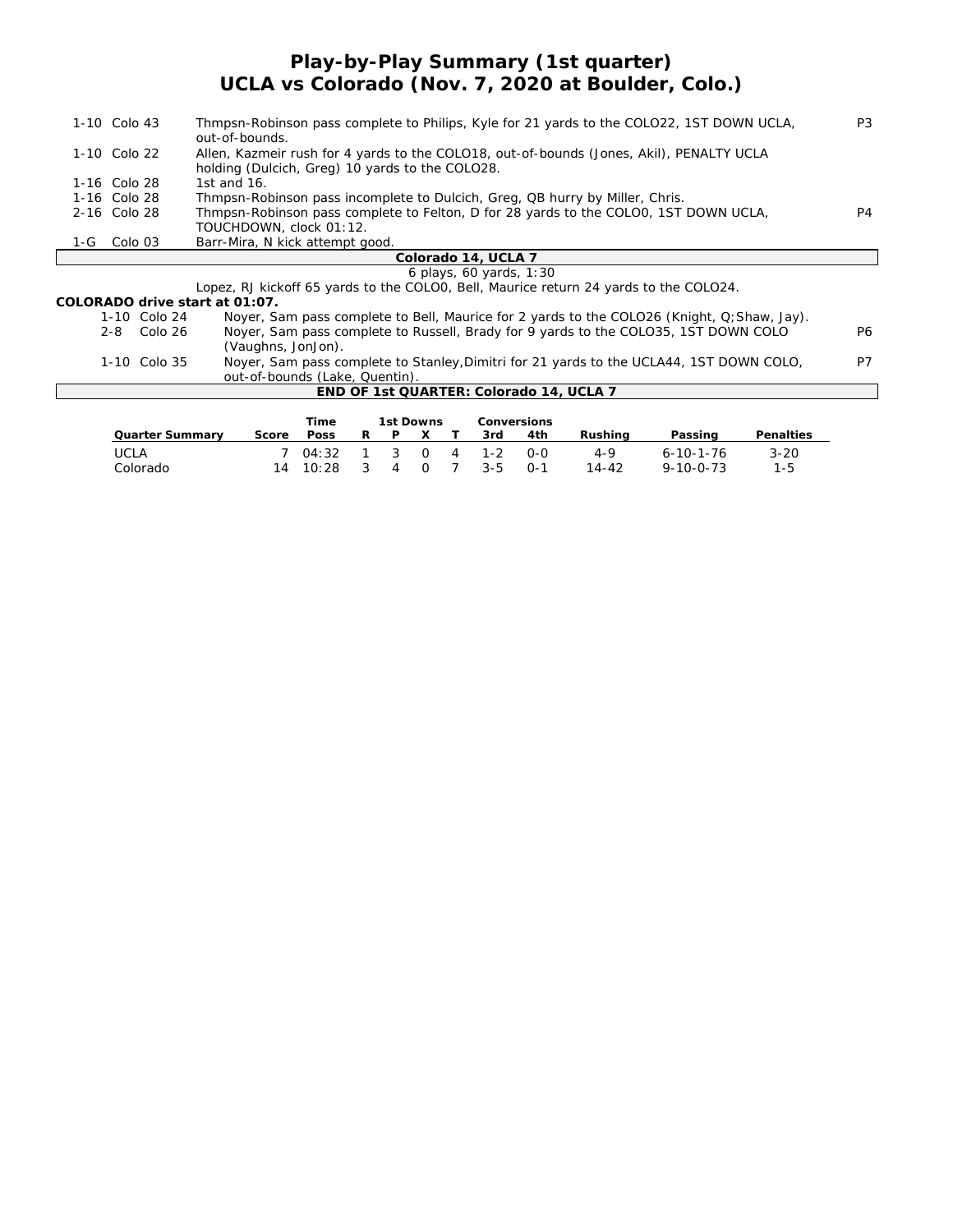# Play-by-Play Summary (1st quarter)
## UCLA vs Colorado (Nov. 7, 2020 at Boulder, Colo.)

| | | |
|---|---|---|
| 1-10 Colo 43 | Thmpsn-Robinson pass complete to Philips, Kyle for 21 yards to the COLO22, 1ST DOWN UCLA, out-of-bounds. | P3 |
| 1-10 Colo 22 | Allen, Kazmeir rush for 4 yards to the COLO18, out-of-bounds (Jones, Akil), PENALTY UCLA holding (Dulcich, Greg) 10 yards to the COLO28. | |
| 1-16 Colo 28 | 1st and 16. | |
| 1-16 Colo 28 | Thmpsn-Robinson pass incomplete to Dulcich, Greg, QB hurry by Miller, Chris. | |
| 2-16 Colo 28 | Thmpsn-Robinson pass complete to Felton, D for 28 yards to the COLO0, 1ST DOWN UCLA, TOUCHDOWN, clock 01:12. | P4 |
| 1-G Colo 03 | Barr-Mira, N kick attempt good. | |

**Colorado 14, UCLA 7**

6 plays, 60 yards, 1:30

Lopez, RJ kickoff 65 yards to the COLO0, Bell, Maurice return 24 yards to the COLO24.

**COLORADO drive start at 01:07.**

| | | |
|---|---|---|
| 1-10 Colo 24 | Noyer, Sam pass complete to Bell, Maurice for 2 yards to the COLO26 (Knight, Q;Shaw, Jay). | |
| 2-8 Colo 26 | Noyer, Sam pass complete to Russell, Brady for 9 yards to the COLO35, 1ST DOWN COLO (Vaughns, JonJon). | P6 |
| 1-10 Colo 35 | Noyer, Sam pass complete to Stanley,Dimitri for 21 yards to the UCLA44, 1ST DOWN COLO, out-of-bounds (Lake, Quentin). | P7 |

**END OF 1st QUARTER: Colorado 14, UCLA 7**

| Quarter Summary | Score | Time Poss | 1st Downs R | P | X | T | Conversions 3rd | 4th | Rushing | Passing | Penalties |
|---|---|---|---|---|---|---|---|---|---|---|---|
| UCLA | 7 | 04:32 | 1 | 3 | 0 | 4 | 1-2 | 0-0 | 4-9 | 6-10-1-76 | 3-20 |
| Colorado | 14 | 10:28 | 3 | 4 | 0 | 7 | 3-5 | 0-1 | 14-42 | 9-10-0-73 | 1-5 |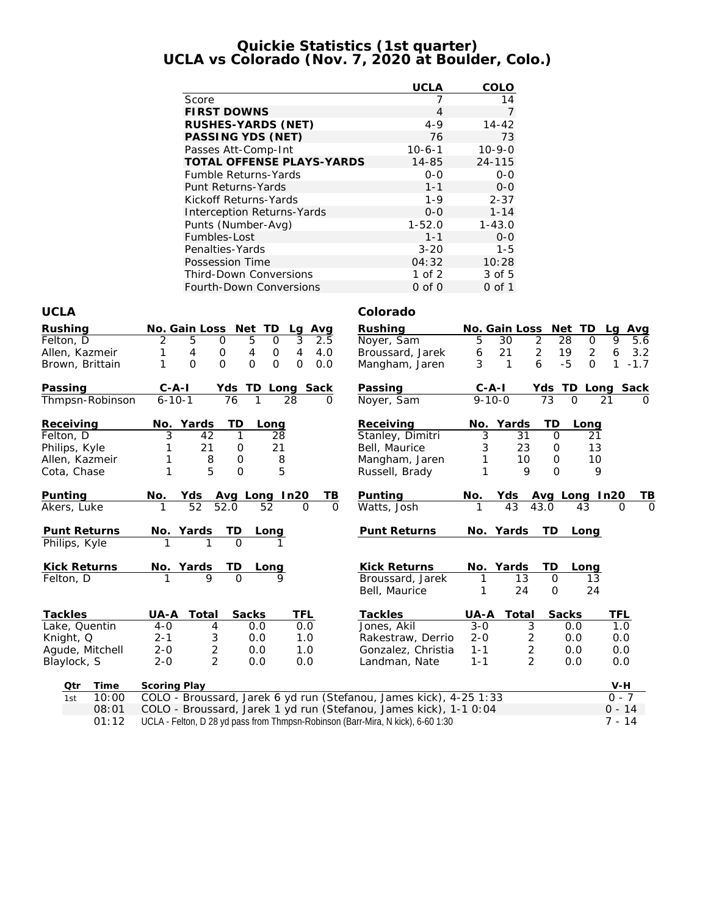# Quickie Statistics (1st quarter)
## UCLA vs Colorado (Nov. 7, 2020 at Boulder, Colo.)

| | UCLA | COLO |
|---|---|---|
| Score | 7 | 14 |
| **FIRST DOWNS** | 4 | 7 |
| **RUSHES-YARDS (NET)** | 4-9 | 14-42 |
| **PASSING YDS (NET)** | 76 | 73 |
| Passes Att-Comp-Int | 10-6-1 | 10-9-0 |
| **TOTAL OFFENSE PLAYS-YARDS** | 14-85 | 24-115 |
| Fumble Returns-Yards | 0-0 | 0-0 |
| Punt Returns-Yards | 1-1 | 0-0 |
| Kickoff Returns-Yards | 1-9 | 2-37 |
| Interception Returns-Yards | 0-0 | 1-14 |
| Punts (Number-Avg) | 1-52.0 | 1-43.0 |
| Fumbles-Lost | 1-1 | 0-0 |
| Penalties-Yards | 3-20 | 1-5 |
| Possession Time | 04:32 | 10:28 |
| Third-Down Conversions | 1 of 2 | 3 of 5 |
| Fourth-Down Conversions | 0 of 0 | 0 of 1 |

### UCLA

| Rushing | No. | Gain | Loss | Net | TD | Lg | Avg |
|---|---|---|---|---|---|---|---|
| Felton, D | 2 | 5 | 0 | 5 | 0 | 3 | 2.5 |
| Allen, Kazmeir | 1 | 4 | 0 | 4 | 0 | 4 | 4.0 |
| Brown, Brittain | 1 | 0 | 0 | 0 | 0 | 0 | 0.0 |

| Passing | C-A-I | Yds | TD | Long | Sack |
|---|---|---|---|---|---|
| Thmpsn-Robinson | 6-10-1 | 76 | 1 | 28 | 0 |

| Receiving | No. | Yards | TD | Long |
|---|---|---|---|---|
| Felton, D | 3 | 42 | 1 | 28 |
| Philips, Kyle | 1 | 21 | 0 | 21 |
| Allen, Kazmeir | 1 | 8 | 0 | 8 |
| Cota, Chase | 1 | 5 | 0 | 5 |

| Punting | No. | Yds | Avg | Long | In20 | TB |
|---|---|---|---|---|---|---|
| Akers, Luke | 1 | 52 | 52.0 | 52 | 0 | 0 |

| Punt Returns | No. | Yards | TD | Long |
|---|---|---|---|---|
| Philips, Kyle | 1 | 1 | 0 | 1 |

| Kick Returns | No. | Yards | TD | Long |
|---|---|---|---|---|
| Felton, D | 1 | 9 | 0 | 9 |

| Tackles | UA-A | Total | Sacks | TFL |
|---|---|---|---|---|
| Lake, Quentin | 4-0 | 4 | 0.0 | 0.0 |
| Knight, Q | 2-1 | 3 | 0.0 | 1.0 |
| Agude, Mitchell | 2-0 | 2 | 0.0 | 1.0 |
| Blaylock, S | 2-0 | 2 | 0.0 | 0.0 |

### Colorado

| Rushing | No. | Gain | Loss | Net | TD | Lg | Avg |
|---|---|---|---|---|---|---|---|
| Noyer, Sam | 5 | 30 | 2 | 28 | 0 | 9 | 5.6 |
| Broussard, Jarek | 6 | 21 | 2 | 19 | 2 | 6 | 3.2 |
| Mangham, Jaren | 3 | 1 | 6 | -5 | 0 | 1 | -1.7 |

| Passing | C-A-I | Yds | TD | Long | Sack |
|---|---|---|---|---|---|
| Noyer, Sam | 9-10-0 | 73 | 0 | 21 | 0 |

| Receiving | No. | Yards | TD | Long |
|---|---|---|---|---|
| Stanley, Dimitri | 3 | 31 | 0 | 21 |
| Bell, Maurice | 3 | 23 | 0 | 13 |
| Mangham, Jaren | 1 | 10 | 0 | 10 |
| Russell, Brady | 1 | 9 | 0 | 9 |

| Punting | No. | Yds | Avg | Long | In20 | TB |
|---|---|---|---|---|---|---|
| Watts, Josh | 1 | 43 | 43.0 | 43 | 0 | 0 |

| Punt Returns | No. | Yards | TD | Long |
|---|---|---|---|---|

| Kick Returns | No. | Yards | TD | Long |
|---|---|---|---|---|
| Broussard, Jarek | 1 | 13 | 0 | 13 |
| Bell, Maurice | 1 | 24 | 0 | 24 |

| Tackles | UA-A | Total | Sacks | TFL |
|---|---|---|---|---|
| Jones, Akil | 3-0 | 3 | 0.0 | 1.0 |
| Rakestraw, Derrio | 2-0 | 2 | 0.0 | 0.0 |
| Gonzalez, Christia | 1-1 | 2 | 0.0 | 0.0 |
| Landman, Nate | 1-1 | 2 | 0.0 | 0.0 |

| Qtr | Time | Scoring Play | V-H |
|---|---|---|---|
| 1st | 10:00 | COLO - Broussard, Jarek 6 yd run (Stefanou, James kick), 4-25 1:33 | 0 - 7 |
| | 08:01 | COLO - Broussard, Jarek 1 yd run (Stefanou, James kick), 1-1 0:04 | 0 - 14 |
| | 01:12 | UCLA - Felton, D 28 yd pass from Thmpsn-Robinson (Barr-Mira, N kick), 6-60 1:30 | 7 - 14 |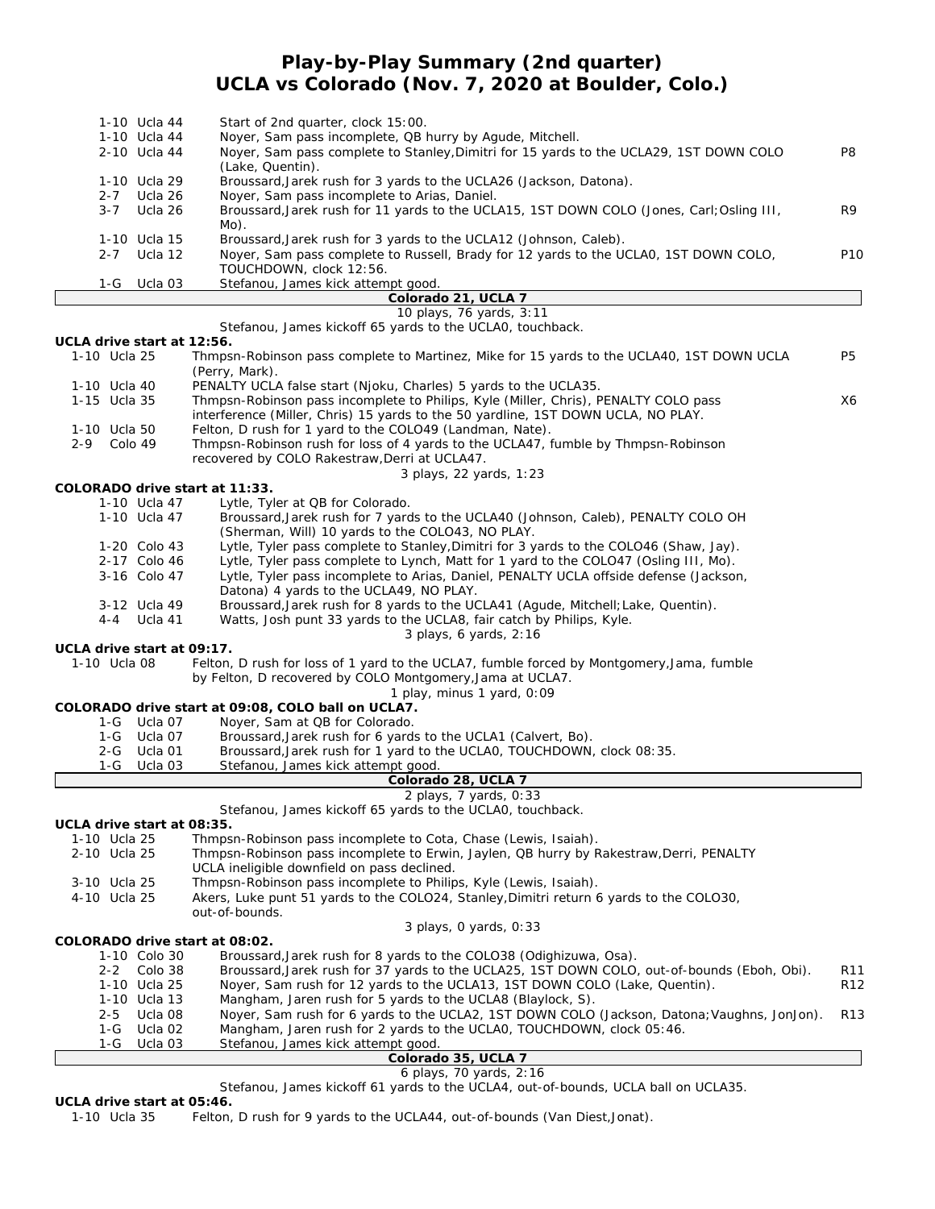# Play-by-Play Summary (2nd quarter)
## UCLA vs Colorado (Nov. 7, 2020 at Boulder, Colo.)

| Down | Play | |
|---|---|---|
| 1-10 Ucla 44 | Start of 2nd quarter, clock 15:00. | |
| 1-10 Ucla 44 | Noyer, Sam pass incomplete, QB hurry by Agude, Mitchell. | |
| 2-10 Ucla 44 | Noyer, Sam pass complete to Stanley,Dimitri for 15 yards to the UCLA29, 1ST DOWN COLO (Lake, Quentin). | P8 |
| 1-10 Ucla 29 | Broussard,Jarek rush for 3 yards to the UCLA26 (Jackson, Datona). | |
| 2-7 Ucla 26 | Noyer, Sam pass incomplete to Arias, Daniel. | |
| 3-7 Ucla 26 | Broussard,Jarek rush for 11 yards to the UCLA15, 1ST DOWN COLO (Jones, Carl;Osling III, Mo). | R9 |
| 1-10 Ucla 15 | Broussard,Jarek rush for 3 yards to the UCLA12 (Johnson, Caleb). | |
| 2-7 Ucla 12 | Noyer, Sam pass complete to Russell, Brady for 12 yards to the UCLA0, 1ST DOWN COLO, TOUCHDOWN, clock 12:56. | P10 |
| 1-G Ucla 03 | Stefanou, James kick attempt good. | |

**Colorado 21, UCLA 7**

10 plays, 76 yards, 3:11

Stefanou, James kickoff 65 yards to the UCLA0, touchback.

**UCLA drive start at 12:56.**

| Down | Play | |
|---|---|---|
| 1-10 Ucla 25 | Thmpsn-Robinson pass complete to Martinez, Mike for 15 yards to the UCLA40, 1ST DOWN UCLA (Perry, Mark). | P5 |
| 1-10 Ucla 40 | PENALTY UCLA false start (Njoku, Charles) 5 yards to the UCLA35. | |
| 1-15 Ucla 35 | Thmpsn-Robinson pass incomplete to Philips, Kyle (Miller, Chris), PENALTY COLO pass interference (Miller, Chris) 15 yards to the 50 yardline, 1ST DOWN UCLA, NO PLAY. | X6 |
| 1-10 Ucla 50 | Felton, D rush for 1 yard to the COLO49 (Landman, Nate). | |
| 2-9 Colo 49 | Thmpsn-Robinson rush for loss of 4 yards to the UCLA47, fumble by Thmpsn-Robinson recovered by COLO Rakestraw,Derri at UCLA47. | |

3 plays, 22 yards, 1:23

**COLORADO drive start at 11:33.**

| Down | Play | |
|---|---|---|
| 1-10 Ucla 47 | Lytle, Tyler at QB for Colorado. | |
| 1-10 Ucla 47 | Broussard,Jarek rush for 7 yards to the UCLA40 (Johnson, Caleb), PENALTY COLO OH (Sherman, Will) 10 yards to the COLO43, NO PLAY. | |
| 1-20 Colo 43 | Lytle, Tyler pass complete to Stanley,Dimitri for 3 yards to the COLO46 (Shaw, Jay). | |
| 2-17 Colo 46 | Lytle, Tyler pass complete to Lynch, Matt for 1 yard to the COLO47 (Osling III, Mo). | |
| 3-16 Colo 47 | Lytle, Tyler pass incomplete to Arias, Daniel, PENALTY UCLA offside defense (Jackson, Datona) 4 yards to the UCLA49, NO PLAY. | |
| 3-12 Ucla 49 | Broussard,Jarek rush for 8 yards to the UCLA41 (Agude, Mitchell;Lake, Quentin). | |
| 4-4 Ucla 41 | Watts, Josh punt 33 yards to the UCLA8, fair catch by Philips, Kyle. | |

3 plays, 6 yards, 2:16

**UCLA drive start at 09:17.**

| Down | Play | |
|---|---|---|
| 1-10 Ucla 08 | Felton, D rush for loss of 1 yard to the UCLA7, fumble forced by Montgomery,Jama, fumble by Felton, D recovered by COLO Montgomery,Jama at UCLA7. | |

1 play, minus 1 yard, 0:09

**COLORADO drive start at 09:08, COLO ball on UCLA7.**

| Down | Play | |
|---|---|---|
| 1-G Ucla 07 | Noyer, Sam at QB for Colorado. | |
| 1-G Ucla 07 | Broussard,Jarek rush for 6 yards to the UCLA1 (Calvert, Bo). | |
| 2-G Ucla 01 | Broussard,Jarek rush for 1 yard to the UCLA0, TOUCHDOWN, clock 08:35. | |
| 1-G Ucla 03 | Stefanou, James kick attempt good. | |

**Colorado 28, UCLA 7**

2 plays, 7 yards, 0:33

Stefanou, James kickoff 65 yards to the UCLA0, touchback.

**UCLA drive start at 08:35.**

| Down | Play | |
|---|---|---|
| 1-10 Ucla 25 | Thmpsn-Robinson pass incomplete to Cota, Chase (Lewis, Isaiah). | |
| 2-10 Ucla 25 | Thmpsn-Robinson pass incomplete to Erwin, Jaylen, QB hurry by Rakestraw,Derri, PENALTY UCLA ineligible downfield on pass declined. | |
| 3-10 Ucla 25 | Thmpsn-Robinson pass incomplete to Philips, Kyle (Lewis, Isaiah). | |
| 4-10 Ucla 25 | Akers, Luke punt 51 yards to the COLO24, Stanley,Dimitri return 6 yards to the COLO30, out-of-bounds. | |

3 plays, 0 yards, 0:33

**COLORADO drive start at 08:02.**

| Down | Play | |
|---|---|---|
| 1-10 Colo 30 | Broussard,Jarek rush for 8 yards to the COLO38 (Odighizuwa, Osa). | |
| 2-2 Colo 38 | Broussard,Jarek rush for 37 yards to the UCLA25, 1ST DOWN COLO, out-of-bounds (Eboh, Obi). | R11 |
| 1-10 Ucla 25 | Noyer, Sam rush for 12 yards to the UCLA13, 1ST DOWN COLO (Lake, Quentin). | R12 |
| 1-10 Ucla 13 | Mangham, Jaren rush for 5 yards to the UCLA8 (Blaylock, S). | |
| 2-5 Ucla 08 | Noyer, Sam rush for 6 yards to the UCLA2, 1ST DOWN COLO (Jackson, Datona;Vaughns, JonJon). | R13 |
| 1-G Ucla 02 | Mangham, Jaren rush for 2 yards to the UCLA0, TOUCHDOWN, clock 05:46. | |
| 1-G Ucla 03 | Stefanou, James kick attempt good. | |

**Colorado 35, UCLA 7**

6 plays, 70 yards, 2:16

Stefanou, James kickoff 61 yards to the UCLA4, out-of-bounds, UCLA ball on UCLA35.

**UCLA drive start at 05:46.**

| Down | Play | |
|---|---|---|
| 1-10 Ucla 35 | Felton, D rush for 9 yards to the UCLA44, out-of-bounds (Van Diest,Jonat). | |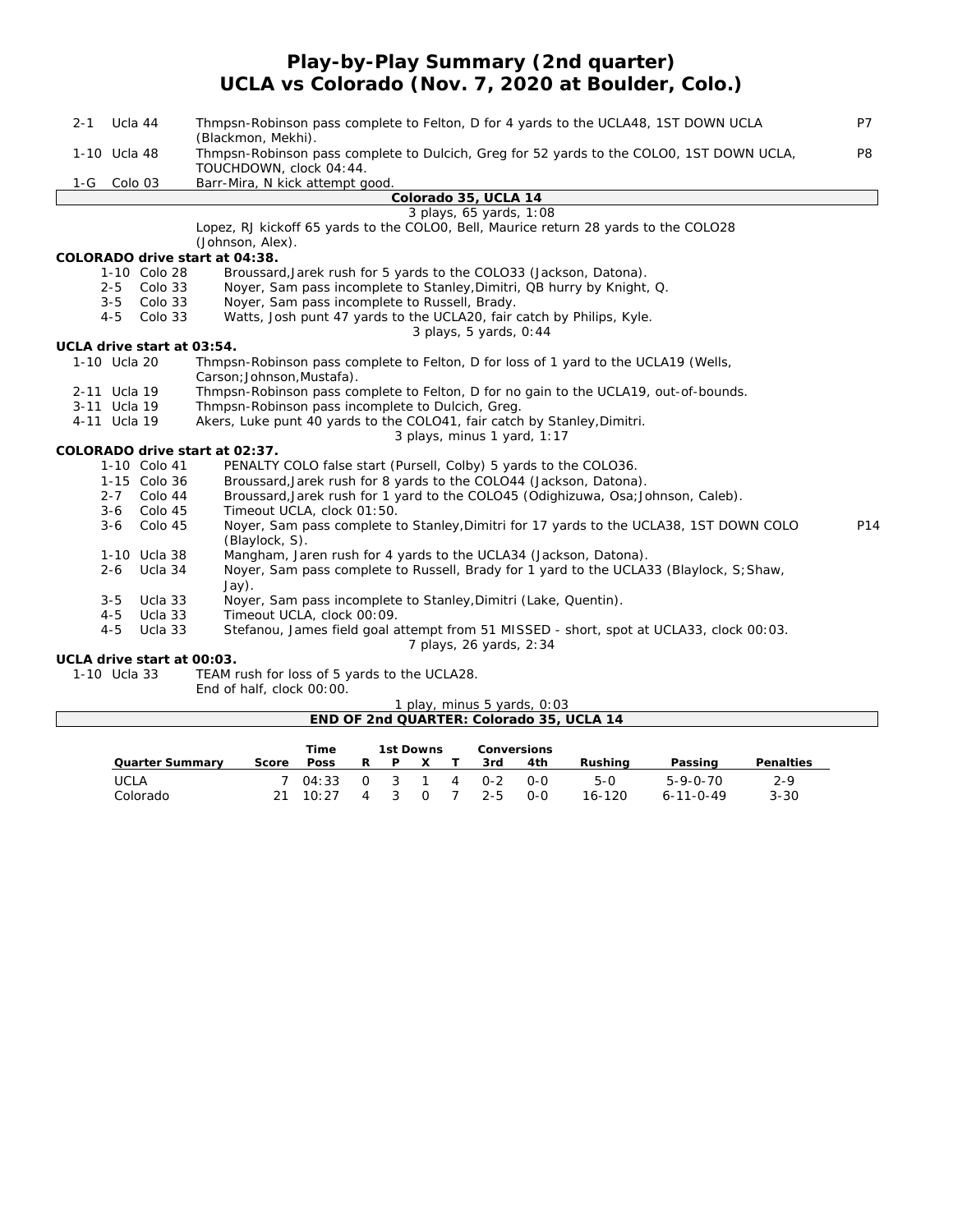# Play-by-Play Summary (2nd quarter)
## UCLA vs Colorado (Nov. 7, 2020 at Boulder, Colo.)

| Down | Spot | Play | |
|---|---|---|---|
| 2-1 | Ucla 44 | Thmpsn-Robinson pass complete to Felton, D for 4 yards to the UCLA48, 1ST DOWN UCLA (Blackmon, Mekhi). | P7 |
| 1-10 | Ucla 48 | Thmpsn-Robinson pass complete to Dulcich, Greg for 52 yards to the COLO0, 1ST DOWN UCLA, TOUCHDOWN, clock 04:44. | P8 |
| 1-G | Colo 03 | Barr-Mira, N kick attempt good. | |

**Colorado 35, UCLA 14**

3 plays, 65 yards, 1:08

Lopez, RJ kickoff 65 yards to the COLO0, Bell, Maurice return 28 yards to the COLO28 (Johnson, Alex).

**COLORADO drive start at 04:38.**

| Down | Spot | Play |
|---|---|---|
| 1-10 | Colo 28 | Broussard,Jarek rush for 5 yards to the COLO33 (Jackson, Datona). |
| 2-5 | Colo 33 | Noyer, Sam pass incomplete to Stanley,Dimitri, QB hurry by Knight, Q. |
| 3-5 | Colo 33 | Noyer, Sam pass incomplete to Russell, Brady. |
| 4-5 | Colo 33 | Watts, Josh punt 47 yards to the UCLA20, fair catch by Philips, Kyle. |

3 plays, 5 yards, 0:44

**UCLA drive start at 03:54.**

| Down | Spot | Play |
|---|---|---|
| 1-10 | Ucla 20 | Thmpsn-Robinson pass complete to Felton, D for loss of 1 yard to the UCLA19 (Wells, Carson;Johnson,Mustafa). |
| 2-11 | Ucla 19 | Thmpsn-Robinson pass complete to Felton, D for no gain to the UCLA19, out-of-bounds. |
| 3-11 | Ucla 19 | Thmpsn-Robinson pass incomplete to Dulcich, Greg. |
| 4-11 | Ucla 19 | Akers, Luke punt 40 yards to the COLO41, fair catch by Stanley,Dimitri. |

3 plays, minus 1 yard, 1:17

**COLORADO drive start at 02:37.**

| Down | Spot | Play | |
|---|---|---|---|
| 1-10 | Colo 41 | PENALTY COLO false start (Pursell, Colby) 5 yards to the COLO36. | |
| 1-15 | Colo 36 | Broussard,Jarek rush for 8 yards to the COLO44 (Jackson, Datona). | |
| 2-7 | Colo 44 | Broussard,Jarek rush for 1 yard to the COLO45 (Odighizuwa, Osa;Johnson, Caleb). | |
| 3-6 | Colo 45 | Timeout UCLA, clock 01:50. | |
| 3-6 | Colo 45 | Noyer, Sam pass complete to Stanley,Dimitri for 17 yards to the UCLA38, 1ST DOWN COLO (Blaylock, S). | P14 |
| 1-10 | Ucla 38 | Mangham, Jaren rush for 4 yards to the UCLA34 (Jackson, Datona). | |
| 2-6 | Ucla 34 | Noyer, Sam pass complete to Russell, Brady for 1 yard to the UCLA33 (Blaylock, S;Shaw, Jay). | |
| 3-5 | Ucla 33 | Noyer, Sam pass incomplete to Stanley,Dimitri (Lake, Quentin). | |
| 4-5 | Ucla 33 | Timeout UCLA, clock 00:09. | |
| 4-5 | Ucla 33 | Stefanou, James field goal attempt from 51 MISSED - short, spot at UCLA33, clock 00:03. | |

7 plays, 26 yards, 2:34

**UCLA drive start at 00:03.**

| Down | Spot | Play |
|---|---|---|
| 1-10 | Ucla 33 | TEAM rush for loss of 5 yards to the UCLA28. |
| | | End of half, clock 00:00. |

1 play, minus 5 yards, 0:03

**END OF 2nd QUARTER: Colorado 35, UCLA 14**

| Quarter Summary | Score | Time Poss | 1st Downs R | P | X | T | Conversions 3rd | 4th | Rushing | Passing | Penalties |
|---|---|---|---|---|---|---|---|---|---|---|---|
| UCLA | 7 | 04:33 | 0 | 3 | 1 | 4 | 0-2 | 0-0 | 5-0 | 5-9-0-70 | 2-9 |
| Colorado | 21 | 10:27 | 4 | 3 | 0 | 7 | 2-5 | 0-0 | 16-120 | 6-11-0-49 | 3-30 |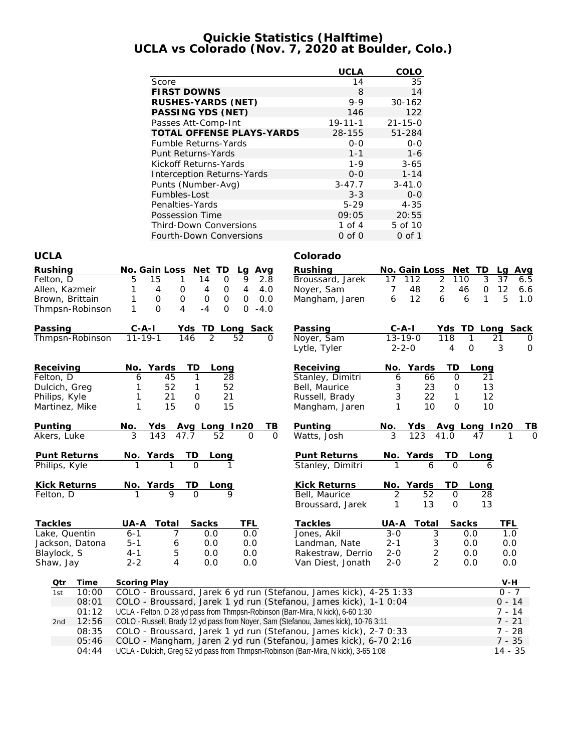# Quickie Statistics (Halftime)
## UCLA vs Colorado (Nov. 7, 2020 at Boulder, Colo.)

| | UCLA | COLO |
|---|---|---|
| Score | 14 | 35 |
| **FIRST DOWNS** | 8 | 14 |
| **RUSHES-YARDS (NET)** | 9-9 | 30-162 |
| **PASSING YDS (NET)** | 146 | 122 |
| Passes Att-Comp-Int | 19-11-1 | 21-15-0 |
| **TOTAL OFFENSE PLAYS-YARDS** | 28-155 | 51-284 |
| Fumble Returns-Yards | 0-0 | 0-0 |
| Punt Returns-Yards | 1-1 | 1-6 |
| Kickoff Returns-Yards | 1-9 | 3-65 |
| Interception Returns-Yards | 0-0 | 1-14 |
| Punts (Number-Avg) | 3-47.7 | 3-41.0 |
| Fumbles-Lost | 3-3 | 0-0 |
| Penalties-Yards | 5-29 | 4-35 |
| Possession Time | 09:05 | 20:55 |
| Third-Down Conversions | 1 of 4 | 5 of 10 |
| Fourth-Down Conversions | 0 of 0 | 0 of 1 |

### UCLA

| Rushing | No. | Gain | Loss | Net | TD | Lg | Avg |
|---|---|---|---|---|---|---|---|
| Felton, D | 5 | 15 | 1 | 14 | 0 | 9 | 2.8 |
| Allen, Kazmeir | 1 | 4 | 0 | 4 | 0 | 4 | 4.0 |
| Brown, Brittain | 1 | 0 | 0 | 0 | 0 | 0 | 0.0 |
| Thmpsn-Robinson | 1 | 0 | 4 | -4 | 0 | 0 | -4.0 |

| Passing | C-A-I | Yds | TD | Long | Sack |
|---|---|---|---|---|---|
| Thmpsn-Robinson | 11-19-1 | 146 | 2 | 52 | 0 |

| Receiving | No. | Yards | TD | Long |
|---|---|---|---|---|
| Felton, D | 6 | 45 | 1 | 28 |
| Dulcich, Greg | 1 | 52 | 1 | 52 |
| Philips, Kyle | 1 | 21 | 0 | 21 |
| Martinez, Mike | 1 | 15 | 0 | 15 |

| Punting | No. | Yds | Avg | Long | In20 | TB |
|---|---|---|---|---|---|---|
| Akers, Luke | 3 | 143 | 47.7 | 52 | 0 | 0 |

| Punt Returns | No. | Yards | TD | Long |
|---|---|---|---|---|
| Philips, Kyle | 1 | 1 | 0 | 1 |

| Kick Returns | No. | Yards | TD | Long |
|---|---|---|---|---|
| Felton, D | 1 | 9 | 0 | 9 |

| Tackles | UA-A | Total | Sacks | TFL |
|---|---|---|---|---|
| Lake, Quentin | 6-1 | 7 | 0.0 | 0.0 |
| Jackson, Datona | 5-1 | 6 | 0.0 | 0.0 |
| Blaylock, S | 4-1 | 5 | 0.0 | 0.0 |
| Shaw, Jay | 2-2 | 4 | 0.0 | 0.0 |

### Colorado

| Rushing | No. | Gain | Loss | Net | TD | Lg | Avg |
|---|---|---|---|---|---|---|---|
| Broussard, Jarek | 17 | 112 | 2 | 110 | 3 | 37 | 6.5 |
| Noyer, Sam | 7 | 48 | 2 | 46 | 0 | 12 | 6.6 |
| Mangham, Jaren | 6 | 12 | 6 | 6 | 1 | 5 | 1.0 |

| Passing | C-A-I | Yds | TD | Long | Sack |
|---|---|---|---|---|---|
| Noyer, Sam | 13-19-0 | 118 | 1 | 21 | 0 |
| Lytle, Tyler | 2-2-0 | 4 | 0 | 3 | 0 |

| Receiving | No. | Yards | TD | Long |
|---|---|---|---|---|
| Stanley, Dimitri | 6 | 66 | 0 | 21 |
| Bell, Maurice | 3 | 23 | 0 | 13 |
| Russell, Brady | 3 | 22 | 1 | 12 |
| Mangham, Jaren | 1 | 10 | 0 | 10 |

| Punting | No. | Yds | Avg | Long | In20 | TB |
|---|---|---|---|---|---|---|
| Watts, Josh | 3 | 123 | 41.0 | 47 | 1 | 0 |

| Punt Returns | No. | Yards | TD | Long |
|---|---|---|---|---|
| Stanley, Dimitri | 1 | 6 | 0 | 6 |

| Kick Returns | No. | Yards | TD | Long |
|---|---|---|---|---|
| Bell, Maurice | 2 | 52 | 0 | 28 |
| Broussard, Jarek | 1 | 13 | 0 | 13 |

| Tackles | UA-A | Total | Sacks | TFL |
|---|---|---|---|---|
| Jones, Akil | 3-0 | 3 | 0.0 | 1.0 |
| Landman, Nate | 2-1 | 3 | 0.0 | 0.0 |
| Rakestraw, Derrio | 2-0 | 2 | 0.0 | 0.0 |
| Van Diest, Jonath | 2-0 | 2 | 0.0 | 0.0 |

### Scoring Summary

| Qtr | Time | Scoring Play | V-H |
|---|---|---|---|
| 1st | 10:00 | COLO - Broussard, Jarek 6 yd run (Stefanou, James kick), 4-25 1:33 | 0 - 7 |
| | 08:01 | COLO - Broussard, Jarek 1 yd run (Stefanou, James kick), 1-1 0:04 | 0 - 14 |
| | 01:12 | UCLA - Felton, D 28 yd pass from Thmpsn-Robinson (Barr-Mira, N kick), 6-60 1:30 | 7 - 14 |
| 2nd | 12:56 | COLO - Russell, Brady 12 yd pass from Noyer, Sam (Stefanou, James kick), 10-76 3:11 | 7 - 21 |
| | 08:35 | COLO - Broussard, Jarek 1 yd run (Stefanou, James kick), 2-7 0:33 | 7 - 28 |
| | 05:46 | COLO - Mangham, Jaren 2 yd run (Stefanou, James kick), 6-70 2:16 | 7 - 35 |
| | 04:44 | UCLA - Dulcich, Greg 52 yd pass from Thmpsn-Robinson (Barr-Mira, N kick), 3-65 1:08 | 14 - 35 |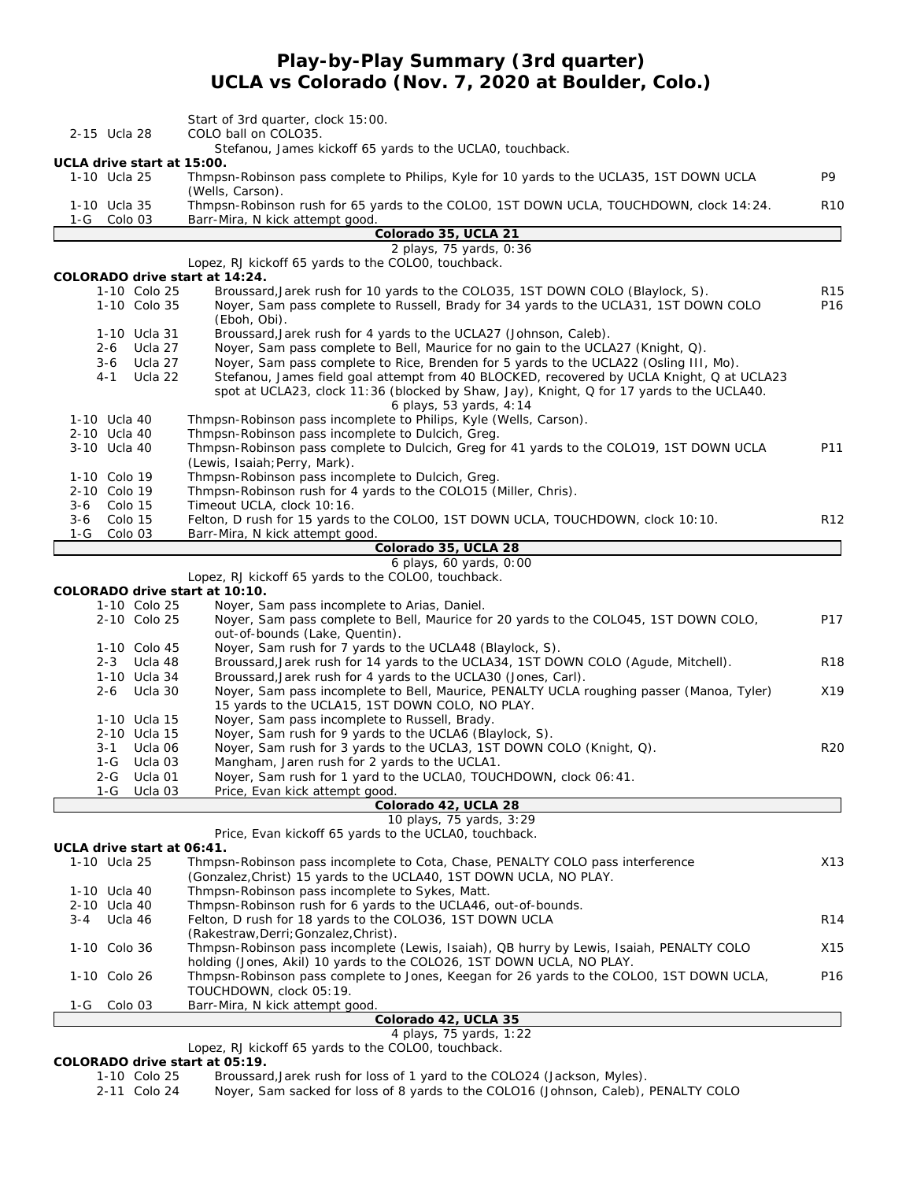# Play-by-Play Summary (3rd quarter)
## UCLA vs Colorado (Nov. 7, 2020 at Boulder, Colo.)

| Down | Description | |
|---|---|---|
| | Start of 3rd quarter, clock 15:00. | |
| 2-15 Ucla 28 | COLO ball on COLO35. | |
| | Stefanou, James kickoff 65 yards to the UCLA0, touchback. | |

**UCLA drive start at 15:00.**

| Down | Description | |
|---|---|---|
| 1-10 Ucla 25 | Thmpsn-Robinson pass complete to Philips, Kyle for 10 yards to the UCLA35, 1ST DOWN UCLA (Wells, Carson). | P9 |
| 1-10 Ucla 35 | Thmpsn-Robinson rush for 65 yards to the COLO0, 1ST DOWN UCLA, TOUCHDOWN, clock 14:24. | R10 |
| 1-G Colo 03 | Barr-Mira, N kick attempt good. | |

**Colorado 35, UCLA 21**

2 plays, 75 yards, 0:36

Lopez, RJ kickoff 65 yards to the COLO0, touchback.

**COLORADO drive start at 14:24.**

| Down | Description | |
|---|---|---|
| 1-10 Colo 25 | Broussard,Jarek rush for 10 yards to the COLO35, 1ST DOWN COLO (Blaylock, S). | R15 |
| 1-10 Colo 35 | Noyer, Sam pass complete to Russell, Brady for 34 yards to the UCLA31, 1ST DOWN COLO (Eboh, Obi). | P16 |
| 1-10 Ucla 31 | Broussard,Jarek rush for 4 yards to the UCLA27 (Johnson, Caleb). | |
| 2-6 Ucla 27 | Noyer, Sam pass complete to Bell, Maurice for no gain to the UCLA27 (Knight, Q). | |
| 3-6 Ucla 27 | Noyer, Sam pass complete to Rice, Brenden for 5 yards to the UCLA22 (Osling III, Mo). | |
| 4-1 Ucla 22 | Stefanou, James field goal attempt from 40 BLOCKED, recovered by UCLA Knight, Q at UCLA23 spot at UCLA23, clock 11:36 (blocked by Shaw, Jay), Knight, Q for 17 yards to the UCLA40. | |

6 plays, 53 yards, 4:14

| Down | Description | |
|---|---|---|
| 1-10 Ucla 40 | Thmpsn-Robinson pass incomplete to Philips, Kyle (Wells, Carson). | |
| 2-10 Ucla 40 | Thmpsn-Robinson pass incomplete to Dulcich, Greg. | |
| 3-10 Ucla 40 | Thmpsn-Robinson pass complete to Dulcich, Greg for 41 yards to the COLO19, 1ST DOWN UCLA (Lewis, Isaiah;Perry, Mark). | P11 |
| 1-10 Colo 19 | Thmpsn-Robinson pass incomplete to Dulcich, Greg. | |
| 2-10 Colo 19 | Thmpsn-Robinson rush for 4 yards to the COLO15 (Miller, Chris). | |
| 3-6 Colo 15 | Timeout UCLA, clock 10:16. | |
| 3-6 Colo 15 | Felton, D rush for 15 yards to the COLO0, 1ST DOWN UCLA, TOUCHDOWN, clock 10:10. | R12 |
| 1-G Colo 03 | Barr-Mira, N kick attempt good. | |

**Colorado 35, UCLA 28**

6 plays, 60 yards, 0:00

Lopez, RJ kickoff 65 yards to the COLO0, touchback.

**COLORADO drive start at 10:10.**

| Down | Description | |
|---|---|---|
| 1-10 Colo 25 | Noyer, Sam pass incomplete to Arias, Daniel. | |
| 2-10 Colo 25 | Noyer, Sam pass complete to Bell, Maurice for 20 yards to the COLO45, 1ST DOWN COLO, out-of-bounds (Lake, Quentin). | P17 |
| 1-10 Colo 45 | Noyer, Sam rush for 7 yards to the UCLA48 (Blaylock, S). | |
| 2-3 Ucla 48 | Broussard,Jarek rush for 14 yards to the UCLA34, 1ST DOWN COLO (Agude, Mitchell). | R18 |
| 1-10 Ucla 34 | Broussard,Jarek rush for 4 yards to the UCLA30 (Jones, Carl). | |
| 2-6 Ucla 30 | Noyer, Sam pass incomplete to Bell, Maurice, PENALTY UCLA roughing passer (Manoa, Tyler) 15 yards to the UCLA15, 1ST DOWN COLO, NO PLAY. | X19 |
| 1-10 Ucla 15 | Noyer, Sam pass incomplete to Russell, Brady. | |
| 2-10 Ucla 15 | Noyer, Sam rush for 9 yards to the UCLA6 (Blaylock, S). | |
| 3-1 Ucla 06 | Noyer, Sam rush for 3 yards to the UCLA3, 1ST DOWN COLO (Knight, Q). | R20 |
| 1-G Ucla 03 | Mangham, Jaren rush for 2 yards to the UCLA1. | |
| 2-G Ucla 01 | Noyer, Sam rush for 1 yard to the UCLA0, TOUCHDOWN, clock 06:41. | |
| 1-G Ucla 03 | Price, Evan kick attempt good. | |

**Colorado 42, UCLA 28**

10 plays, 75 yards, 3:29

Price, Evan kickoff 65 yards to the UCLA0, touchback.

**UCLA drive start at 06:41.**

| Down | Description | |
|---|---|---|
| 1-10 Ucla 25 | Thmpsn-Robinson pass incomplete to Cota, Chase, PENALTY COLO pass interference (Gonzalez,Christ) 15 yards to the UCLA40, 1ST DOWN UCLA, NO PLAY. | X13 |
| 1-10 Ucla 40 | Thmpsn-Robinson pass incomplete to Sykes, Matt. | |
| 2-10 Ucla 40 | Thmpsn-Robinson rush for 6 yards to the UCLA46, out-of-bounds. | |
| 3-4 Ucla 46 | Felton, D rush for 18 yards to the COLO36, 1ST DOWN UCLA (Rakestraw,Derri;Gonzalez,Christ). | R14 |
| 1-10 Colo 36 | Thmpsn-Robinson pass incomplete (Lewis, Isaiah), QB hurry by Lewis, Isaiah, PENALTY COLO holding (Jones, Akil) 10 yards to the COLO26, 1ST DOWN UCLA, NO PLAY. | X15 |
| 1-10 Colo 26 | Thmpsn-Robinson pass complete to Jones, Keegan for 26 yards to the COLO0, 1ST DOWN UCLA, TOUCHDOWN, clock 05:19. | P16 |
| 1-G Colo 03 | Barr-Mira, N kick attempt good. | |

**Colorado 42, UCLA 35**

4 plays, 75 yards, 1:22

Lopez, RJ kickoff 65 yards to the COLO0, touchback.

**COLORADO drive start at 05:19.**

| Down | Description | |
|---|---|---|
| 1-10 Colo 25 | Broussard,Jarek rush for loss of 1 yard to the COLO24 (Jackson, Myles). | |
| 2-11 Colo 24 | Noyer, Sam sacked for loss of 8 yards to the COLO16 (Johnson, Caleb), PENALTY COLO | |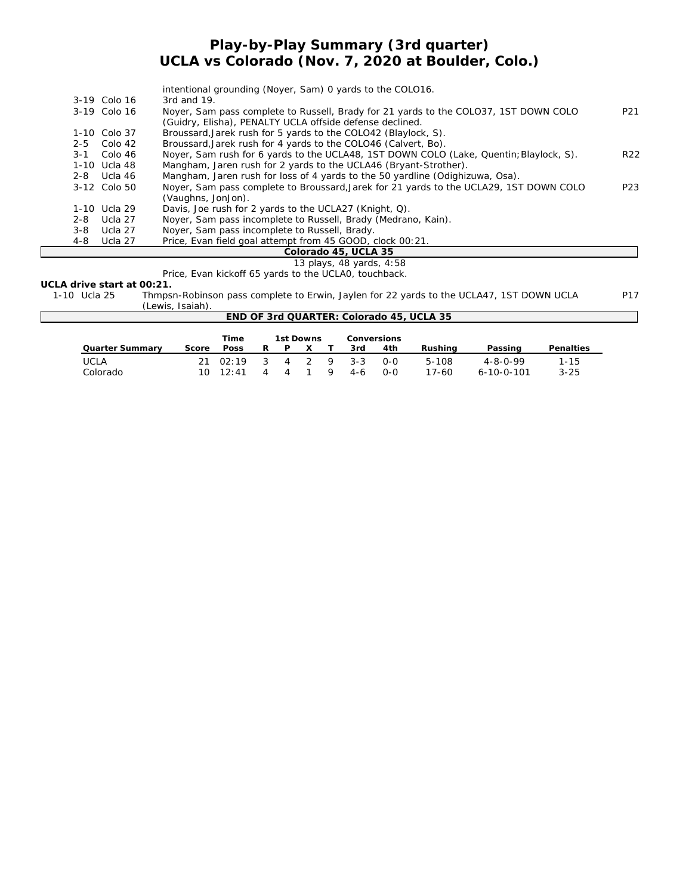# Play-by-Play Summary (3rd quarter)
## UCLA vs Colorado (Nov. 7, 2020 at Boulder, Colo.)

| | | |
|---|---|---|
| | intentional grounding (Noyer, Sam) 0 yards to the COLO16. | |
| 3-19 Colo 16 | 3rd and 19. | |
| 3-19 Colo 16 | Noyer, Sam pass complete to Russell, Brady for 21 yards to the COLO37, 1ST DOWN COLO (Guidry, Elisha), PENALTY UCLA offside defense declined. | P21 |
| 1-10 Colo 37 | Broussard,Jarek rush for 5 yards to the COLO42 (Blaylock, S). | |
| 2-5 Colo 42 | Broussard,Jarek rush for 4 yards to the COLO46 (Calvert, Bo). | |
| 3-1 Colo 46 | Noyer, Sam rush for 6 yards to the UCLA48, 1ST DOWN COLO (Lake, Quentin;Blaylock, S). | R22 |
| 1-10 Ucla 48 | Mangham, Jaren rush for 2 yards to the UCLA46 (Bryant-Strother). | |
| 2-8 Ucla 46 | Mangham, Jaren rush for loss of 4 yards to the 50 yardline (Odighizuwa, Osa). | |
| 3-12 Colo 50 | Noyer, Sam pass complete to Broussard,Jarek for 21 yards to the UCLA29, 1ST DOWN COLO (Vaughns, JonJon). | P23 |
| 1-10 Ucla 29 | Davis, Joe rush for 2 yards to the UCLA27 (Knight, Q). | |
| 2-8 Ucla 27 | Noyer, Sam pass incomplete to Russell, Brady (Medrano, Kain). | |
| 3-8 Ucla 27 | Noyer, Sam pass incomplete to Russell, Brady. | |
| 4-8 Ucla 27 | Price, Evan field goal attempt from 45 GOOD, clock 00:21. | |

**Colorado 45, UCLA 35**

13 plays, 48 yards, 4:58

Price, Evan kickoff 65 yards to the UCLA0, touchback.

**UCLA drive start at 00:21.**

| | | |
|---|---|---|
| 1-10 Ucla 25 | Thmpsn-Robinson pass complete to Erwin, Jaylen for 22 yards to the UCLA47, 1ST DOWN UCLA (Lewis, Isaiah). | P17 |

**END OF 3rd QUARTER: Colorado 45, UCLA 35**

| Quarter Summary | Score | Time Poss | 1st Downs R | P | X | T | Conversions 3rd | 4th | Rushing | Passing | Penalties |
|---|---|---|---|---|---|---|---|---|---|---|---|
| UCLA | 21 | 02:19 | 3 | 4 | 2 | 9 | 3-3 | 0-0 | 5-108 | 4-8-0-99 | 1-15 |
| Colorado | 10 | 12:41 | 4 | 4 | 1 | 9 | 4-6 | 0-0 | 17-60 | 6-10-0-101 | 3-25 |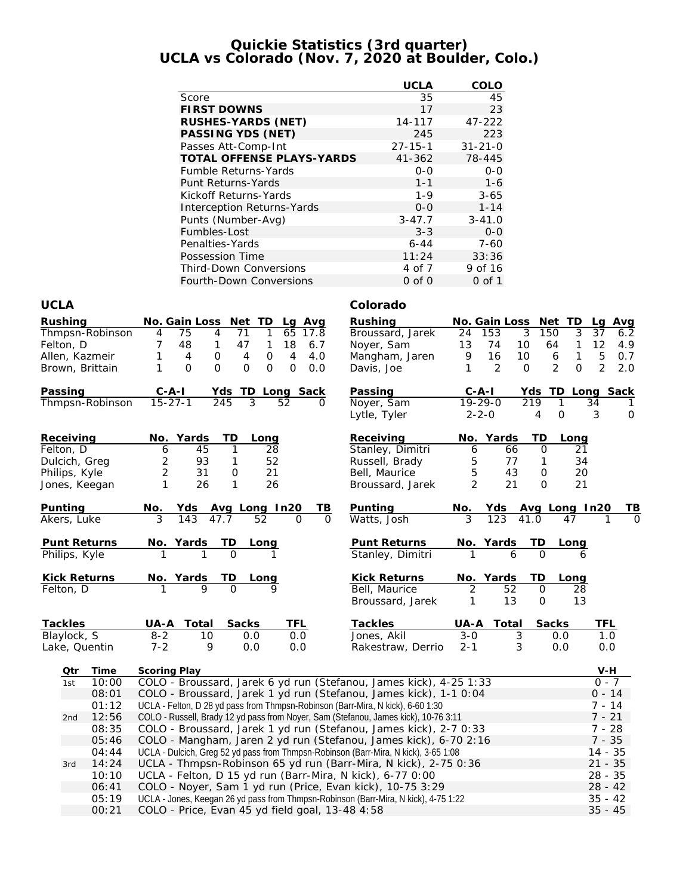# Quickie Statistics (3rd quarter)
## UCLA vs Colorado (Nov. 7, 2020 at Boulder, Colo.)

| | UCLA | COLO |
|---|---|---|
| Score | 35 | 45 |
| **FIRST DOWNS** | 17 | 23 |
| **RUSHES-YARDS (NET)** | 14-117 | 47-222 |
| **PASSING YDS (NET)** | 245 | 223 |
| Passes Att-Comp-Int | 27-15-1 | 31-21-0 |
| **TOTAL OFFENSE PLAYS-YARDS** | 41-362 | 78-445 |
| Fumble Returns-Yards | 0-0 | 0-0 |
| Punt Returns-Yards | 1-1 | 1-6 |
| Kickoff Returns-Yards | 1-9 | 3-65 |
| Interception Returns-Yards | 0-0 | 1-14 |
| Punts (Number-Avg) | 3-47.7 | 3-41.0 |
| Fumbles-Lost | 3-3 | 0-0 |
| Penalties-Yards | 6-44 | 7-60 |
| Possession Time | 11:24 | 33:36 |
| Third-Down Conversions | 4 of 7 | 9 of 16 |
| Fourth-Down Conversions | 0 of 0 | 0 of 1 |

### UCLA

| Rushing | No. | Gain | Loss | Net | TD | Lg | Avg |
|---|---|---|---|---|---|---|---|
| Thmpsn-Robinson | 4 | 75 | 4 | 71 | 1 | 65 | 17.8 |
| Felton, D | 7 | 48 | 1 | 47 | 1 | 18 | 6.7 |
| Allen, Kazmeir | 1 | 4 | 0 | 4 | 0 | 4 | 4.0 |
| Brown, Brittain | 1 | 0 | 0 | 0 | 0 | 0 | 0.0 |

| Passing | C-A-I | Yds | TD | Long | Sack |
|---|---|---|---|---|---|
| Thmpsn-Robinson | 15-27-1 | 245 | 3 | 52 | 0 |

| Receiving | No. | Yards | TD | Long |
|---|---|---|---|---|
| Felton, D | 6 | 45 | 1 | 28 |
| Dulcich, Greg | 2 | 93 | 1 | 52 |
| Philips, Kyle | 2 | 31 | 0 | 21 |
| Jones, Keegan | 1 | 26 | 1 | 26 |

| Punting | No. | Yds | Avg | Long | In20 | TB |
|---|---|---|---|---|---|---|
| Akers, Luke | 3 | 143 | 47.7 | 52 | 0 | 0 |

| Punt Returns | No. | Yards | TD | Long |
|---|---|---|---|---|
| Philips, Kyle | 1 | 1 | 0 | 1 |

| Kick Returns | No. | Yards | TD | Long |
|---|---|---|---|---|
| Felton, D | 1 | 9 | 0 | 9 |

| Tackles | UA-A | Total | Sacks | TFL |
|---|---|---|---|---|
| Blaylock, S | 8-2 | 10 | 0.0 | 0.0 |
| Lake, Quentin | 7-2 | 9 | 0.0 | 0.0 |

### Colorado

| Rushing | No. | Gain | Loss | Net | TD | Lg | Avg |
|---|---|---|---|---|---|---|---|
| Broussard, Jarek | 24 | 153 | 3 | 150 | 3 | 37 | 6.2 |
| Noyer, Sam | 13 | 74 | 10 | 64 | 1 | 12 | 4.9 |
| Mangham, Jaren | 9 | 16 | 10 | 6 | 1 | 5 | 0.7 |
| Davis, Joe | 1 | 2 | 0 | 2 | 0 | 2 | 2.0 |

| Passing | C-A-I | Yds | TD | Long | Sack |
|---|---|---|---|---|---|
| Noyer, Sam | 19-29-0 | 219 | 1 | 34 | 1 |
| Lytle, Tyler | 2-2-0 | 4 | 0 | 3 | 0 |

| Receiving | No. | Yards | TD | Long |
|---|---|---|---|---|
| Stanley, Dimitri | 6 | 66 | 0 | 21 |
| Russell, Brady | 5 | 77 | 1 | 34 |
| Bell, Maurice | 5 | 43 | 0 | 20 |
| Broussard, Jarek | 2 | 21 | 0 | 21 |

| Punting | No. | Yds | Avg | Long | In20 | TB |
|---|---|---|---|---|---|---|
| Watts, Josh | 3 | 123 | 41.0 | 47 | 1 | 0 |

| Punt Returns | No. | Yards | TD | Long |
|---|---|---|---|---|
| Stanley, Dimitri | 1 | 6 | 0 | 6 |

| Kick Returns | No. | Yards | TD | Long |
|---|---|---|---|---|
| Bell, Maurice | 2 | 52 | 0 | 28 |
| Broussard, Jarek | 1 | 13 | 0 | 13 |

| Tackles | UA-A | Total | Sacks | TFL |
|---|---|---|---|---|
| Jones, Akil | 3-0 | 3 | 0.0 | 1.0 |
| Rakestraw, Derrio | 2-1 | 3 | 0.0 | 0.0 |

| Qtr | Time | Scoring Play | V-H |
|---|---|---|---|
| 1st | 10:00 | COLO - Broussard, Jarek 6 yd run (Stefanou, James kick), 4-25 1:33 | 0 - 7 |
| | 08:01 | COLO - Broussard, Jarek 1 yd run (Stefanou, James kick), 1-1 0:04 | 0 - 14 |
| | 01:12 | UCLA - Felton, D 28 yd pass from Thmpsn-Robinson (Barr-Mira, N kick), 6-60 1:30 | 7 - 14 |
| 2nd | 12:56 | COLO - Russell, Brady 12 yd pass from Noyer, Sam (Stefanou, James kick), 10-76 3:11 | 7 - 21 |
| | 08:35 | COLO - Broussard, Jarek 1 yd run (Stefanou, James kick), 2-7 0:33 | 7 - 28 |
| | 05:46 | COLO - Mangham, Jaren 2 yd run (Stefanou, James kick), 6-70 2:16 | 7 - 35 |
| | 04:44 | UCLA - Dulcich, Greg 52 yd pass from Thmpsn-Robinson (Barr-Mira, N kick), 3-65 1:08 | 14 - 35 |
| 3rd | 14:24 | UCLA - Thmpsn-Robinson 65 yd run (Barr-Mira, N kick), 2-75 0:36 | 21 - 35 |
| | 10:10 | UCLA - Felton, D 15 yd run (Barr-Mira, N kick), 6-77 0:00 | 28 - 35 |
| | 06:41 | COLO - Noyer, Sam 1 yd run (Price, Evan kick), 10-75 3:29 | 28 - 42 |
| | 05:19 | UCLA - Jones, Keegan 26 yd pass from Thmpsn-Robinson (Barr-Mira, N kick), 4-75 1:22 | 35 - 42 |
| | 00:21 | COLO - Price, Evan 45 yd field goal, 13-48 4:58 | 35 - 45 |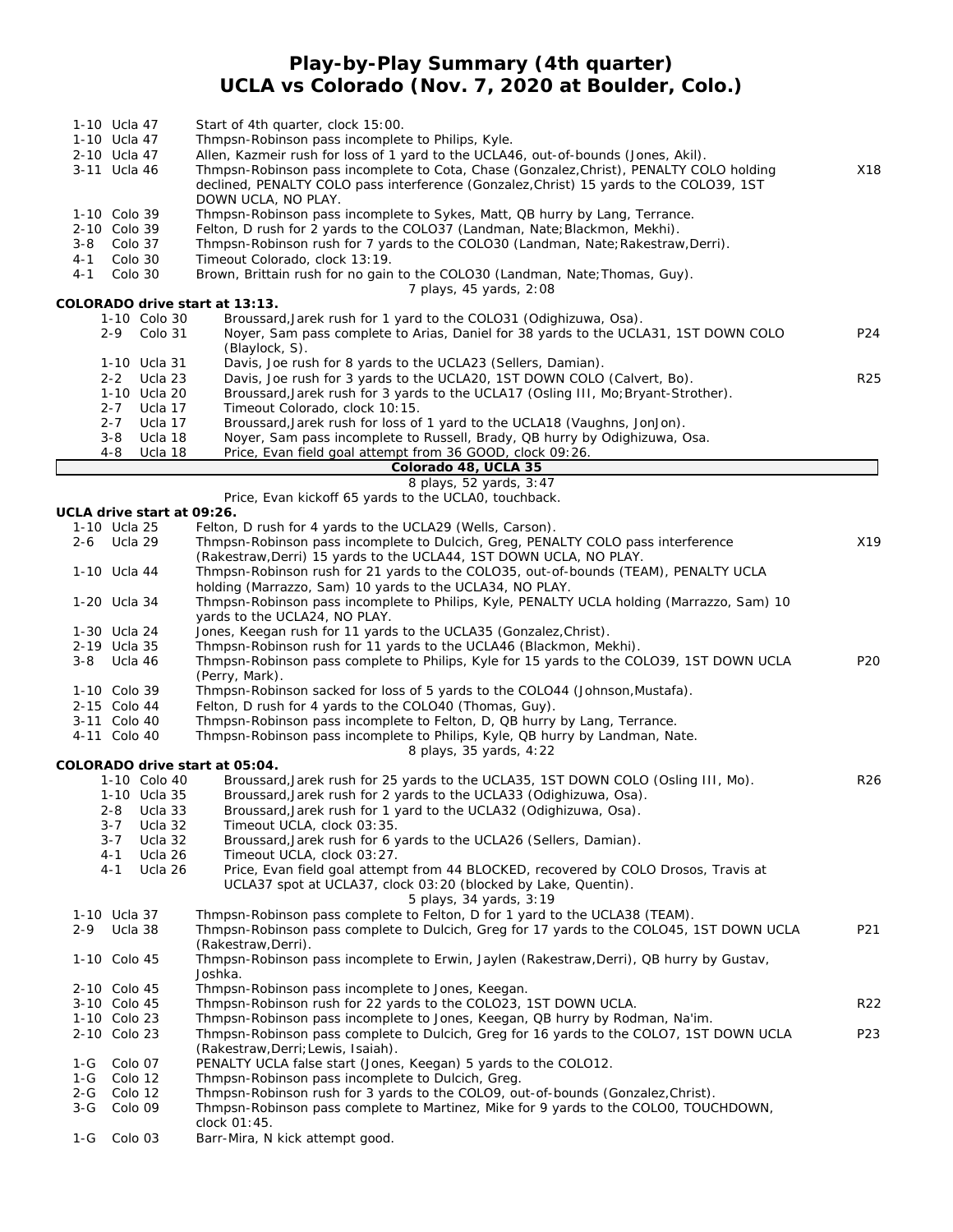# Play-by-Play Summary (4th quarter)
## UCLA vs Colorado (Nov. 7, 2020 at Boulder, Colo.)

| Down | Spot | Play | |
|---|---|---|---|
| 1-10 | Ucla 47 | Start of 4th quarter, clock 15:00. | |
| 1-10 | Ucla 47 | Thmpsn-Robinson pass incomplete to Philips, Kyle. | |
| 2-10 | Ucla 47 | Allen, Kazmeir rush for loss of 1 yard to the UCLA46, out-of-bounds (Jones, Akil). | |
| 3-11 | Ucla 46 | Thmpsn-Robinson pass incomplete to Cota, Chase (Gonzalez,Christ), PENALTY COLO holding declined, PENALTY COLO pass interference (Gonzalez,Christ) 15 yards to the COLO39, 1ST DOWN UCLA, NO PLAY. | X18 |
| 1-10 | Colo 39 | Thmpsn-Robinson pass incomplete to Sykes, Matt, QB hurry by Lang, Terrance. | |
| 2-10 | Colo 39 | Felton, D rush for 2 yards to the COLO37 (Landman, Nate;Blackmon, Mekhi). | |
| 3-8 | Colo 37 | Thmpsn-Robinson rush for 7 yards to the COLO30 (Landman, Nate;Rakestraw,Derri). | |
| 4-1 | Colo 30 | Timeout Colorado, clock 13:19. | |
| 4-1 | Colo 30 | Brown, Brittain rush for no gain to the COLO30 (Landman, Nate;Thomas, Guy). | |
| | | 7 plays, 45 yards, 2:08 | |

**COLORADO drive start at 13:13.**

| Down | Spot | Play | |
|---|---|---|---|
| 1-10 | Colo 30 | Broussard,Jarek rush for 1 yard to the COLO31 (Odighizuwa, Osa). | |
| 2-9 | Colo 31 | Noyer, Sam pass complete to Arias, Daniel for 38 yards to the UCLA31, 1ST DOWN COLO (Blaylock, S). | P24 |
| 1-10 | Ucla 31 | Davis, Joe rush for 8 yards to the UCLA23 (Sellers, Damian). | |
| 2-2 | Ucla 23 | Davis, Joe rush for 3 yards to the UCLA20, 1ST DOWN COLO (Calvert, Bo). | R25 |
| 1-10 | Ucla 20 | Broussard,Jarek rush for 3 yards to the UCLA17 (Osling III, Mo;Bryant-Strother). | |
| 2-7 | Ucla 17 | Timeout Colorado, clock 10:15. | |
| 2-7 | Ucla 17 | Broussard,Jarek rush for loss of 1 yard to the UCLA18 (Vaughns, JonJon). | |
| 3-8 | Ucla 18 | Noyer, Sam pass incomplete to Russell, Brady, QB hurry by Odighizuwa, Osa. | |
| 4-8 | Ucla 18 | Price, Evan field goal attempt from 36 GOOD, clock 09:26. | |
| | | **Colorado 48, UCLA 35** | |
| | | 8 plays, 52 yards, 3:47 | |
| | | Price, Evan kickoff 65 yards to the UCLA0, touchback. | |

**UCLA drive start at 09:26.**

| Down | Spot | Play | |
|---|---|---|---|
| 1-10 | Ucla 25 | Felton, D rush for 4 yards to the UCLA29 (Wells, Carson). | |
| 2-6 | Ucla 29 | Thmpsn-Robinson pass incomplete to Dulcich, Greg, PENALTY COLO pass interference (Rakestraw,Derri) 15 yards to the UCLA44, 1ST DOWN UCLA, NO PLAY. | X19 |
| 1-10 | Ucla 44 | Thmpsn-Robinson rush for 21 yards to the COLO35, out-of-bounds (TEAM), PENALTY UCLA holding (Marrazzo, Sam) 10 yards to the UCLA34, NO PLAY. | |
| 1-20 | Ucla 34 | Thmpsn-Robinson pass incomplete to Philips, Kyle, PENALTY UCLA holding (Marrazzo, Sam) 10 yards to the UCLA24, NO PLAY. | |
| 1-30 | Ucla 24 | Jones, Keegan rush for 11 yards to the UCLA35 (Gonzalez,Christ). | |
| 2-19 | Ucla 35 | Thmpsn-Robinson rush for 11 yards to the UCLA46 (Blackmon, Mekhi). | |
| 3-8 | Ucla 46 | Thmpsn-Robinson pass complete to Philips, Kyle for 15 yards to the COLO39, 1ST DOWN UCLA (Perry, Mark). | P20 |
| 1-10 | Colo 39 | Thmpsn-Robinson sacked for loss of 5 yards to the COLO44 (Johnson,Mustafa). | |
| 2-15 | Colo 44 | Felton, D rush for 4 yards to the COLO40 (Thomas, Guy). | |
| 3-11 | Colo 40 | Thmpsn-Robinson pass incomplete to Felton, D, QB hurry by Lang, Terrance. | |
| 4-11 | Colo 40 | Thmpsn-Robinson pass incomplete to Philips, Kyle, QB hurry by Landman, Nate. | |
| | | 8 plays, 35 yards, 4:22 | |

**COLORADO drive start at 05:04.**

| Down | Spot | Play | |
|---|---|---|---|
| 1-10 | Colo 40 | Broussard,Jarek rush for 25 yards to the UCLA35, 1ST DOWN COLO (Osling III, Mo). | R26 |
| 1-10 | Ucla 35 | Broussard,Jarek rush for 2 yards to the UCLA33 (Odighizuwa, Osa). | |
| 2-8 | Ucla 33 | Broussard,Jarek rush for 1 yard to the UCLA32 (Odighizuwa, Osa). | |
| 3-7 | Ucla 32 | Timeout UCLA, clock 03:35. | |
| 3-7 | Ucla 32 | Broussard,Jarek rush for 6 yards to the UCLA26 (Sellers, Damian). | |
| 4-1 | Ucla 26 | Timeout UCLA, clock 03:27. | |
| 4-1 | Ucla 26 | Price, Evan field goal attempt from 44 BLOCKED, recovered by COLO Drosos, Travis at UCLA37 spot at UCLA37, clock 03:20 (blocked by Lake, Quentin). | |
| | | 5 plays, 34 yards, 3:19 | |
| 1-10 | Ucla 37 | Thmpsn-Robinson pass complete to Felton, D for 1 yard to the UCLA38 (TEAM). | |
| 2-9 | Ucla 38 | Thmpsn-Robinson pass complete to Dulcich, Greg for 17 yards to the COLO45, 1ST DOWN UCLA (Rakestraw,Derri). | P21 |
| 1-10 | Colo 45 | Thmpsn-Robinson pass incomplete to Erwin, Jaylen (Rakestraw,Derri), QB hurry by Gustav, Joshka. | |
| 2-10 | Colo 45 | Thmpsn-Robinson pass incomplete to Jones, Keegan. | |
| 3-10 | Colo 45 | Thmpsn-Robinson rush for 22 yards to the COLO23, 1ST DOWN UCLA. | R22 |
| 1-10 | Colo 23 | Thmpsn-Robinson pass incomplete to Jones, Keegan, QB hurry by Rodman, Na'im. | |
| 2-10 | Colo 23 | Thmpsn-Robinson pass complete to Dulcich, Greg for 16 yards to the COLO7, 1ST DOWN UCLA (Rakestraw,Derri;Lewis, Isaiah). | P23 |
| 1-G | Colo 07 | PENALTY UCLA false start (Jones, Keegan) 5 yards to the COLO12. | |
| 1-G | Colo 12 | Thmpsn-Robinson pass incomplete to Dulcich, Greg. | |
| 2-G | Colo 12 | Thmpsn-Robinson rush for 3 yards to the COLO9, out-of-bounds (Gonzalez,Christ). | |
| 3-G | Colo 09 | Thmpsn-Robinson pass complete to Martinez, Mike for 9 yards to the COLO0, TOUCHDOWN, clock 01:45. | |
| 1-G | Colo 03 | Barr-Mira, N kick attempt good. | |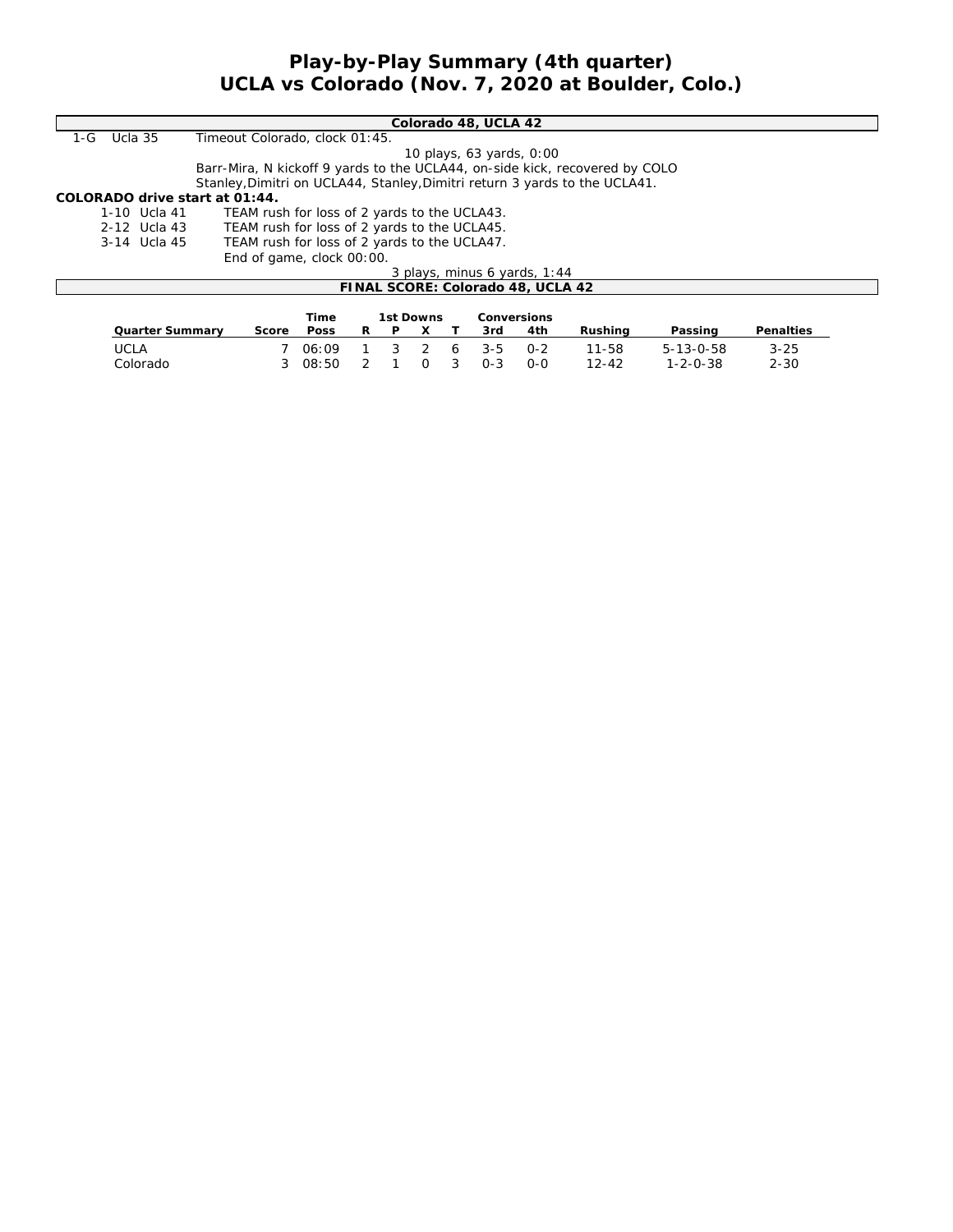# Play-by-Play Summary (4th quarter)
# UCLA vs Colorado (Nov. 7, 2020 at Boulder, Colo.)

**Colorado 48, UCLA 42**

1-G Ucla 35 — Timeout Colorado, clock 01:45.

10 plays, 63 yards, 0:00

Barr-Mira, N kickoff 9 yards to the UCLA44, on-side kick, recovered by COLO Stanley,Dimitri on UCLA44, Stanley,Dimitri return 3 yards to the UCLA41.

**COLORADO drive start at 01:44.**

| | |
|---|---|
| 1-10 Ucla 41 | TEAM rush for loss of 2 yards to the UCLA43. |
| 2-12 Ucla 43 | TEAM rush for loss of 2 yards to the UCLA45. |
| 3-14 Ucla 45 | TEAM rush for loss of 2 yards to the UCLA47. |
| | End of game, clock 00:00. |

3 plays, minus 6 yards, 1:44

**FINAL SCORE: Colorado 48, UCLA 42**

| Quarter Summary | Score | Time Poss | 1st Downs R | P | X | T | Conversions 3rd | 4th | Rushing | Passing | Penalties |
|---|---|---|---|---|---|---|---|---|---|---|---|
| UCLA | 7 | 06:09 | 1 | 3 | 2 | 6 | 3-5 | 0-2 | 11-58 | 5-13-0-58 | 3-25 |
| Colorado | 3 | 08:50 | 2 | 1 | 0 | 3 | 0-3 | 0-0 | 12-42 | 1-2-0-38 | 2-30 |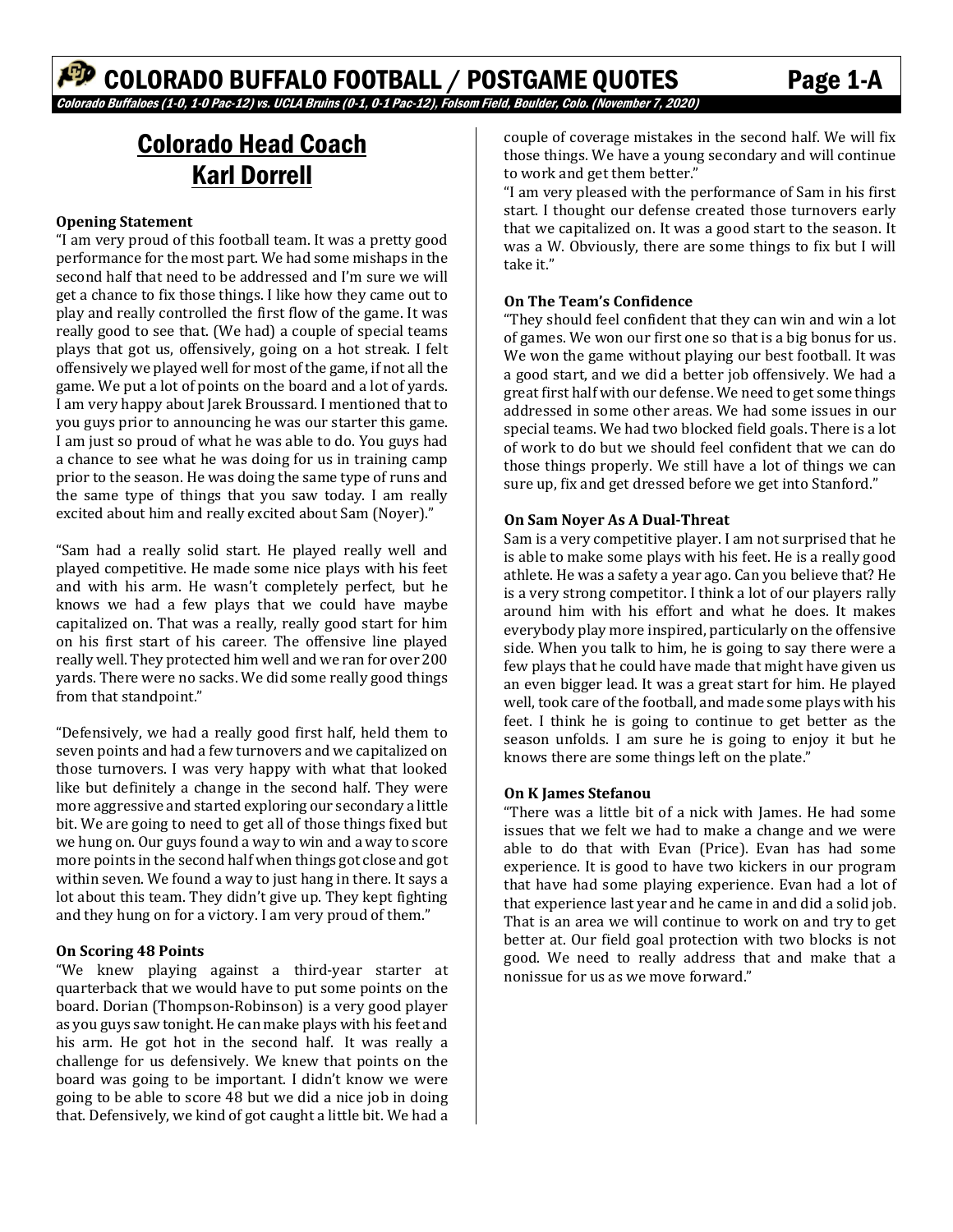# COLORADO BUFFALO FOOTBALL / POSTGAME QUOTES Page 1-A

*Colorado Buffaloes (1-0, 1-0 Pac-12) vs. UCLA Bruins (0-1, 0-1 Pac-12), Folsom Field, Boulder, Colo. (November 7, 2020)*

## Colorado Head Coach Karl Dorrell

**Opening Statement**

"I am very proud of this football team. It was a pretty good performance for the most part. We had some mishaps in the second half that need to be addressed and I'm sure we will get a chance to fix those things. I like how they came out to play and really controlled the first flow of the game. It was really good to see that. (We had) a couple of special teams plays that got us, offensively, going on a hot streak. I felt offensively we played well for most of the game, if not all the game. We put a lot of points on the board and a lot of yards. I am very happy about Jarek Broussard. I mentioned that to you guys prior to announcing he was our starter this game. I am just so proud of what he was able to do. You guys had a chance to see what he was doing for us in training camp prior to the season. He was doing the same type of runs and the same type of things that you saw today. I am really excited about him and really excited about Sam (Noyer)."

"Sam had a really solid start. He played really well and played competitive. He made some nice plays with his feet and with his arm. He wasn't completely perfect, but he knows we had a few plays that we could have maybe capitalized on. That was a really, really good start for him on his first start of his career. The offensive line played really well. They protected him well and we ran for over 200 yards. There were no sacks. We did some really good things from that standpoint."

"Defensively, we had a really good first half, held them to seven points and had a few turnovers and we capitalized on those turnovers. I was very happy with what that looked like but definitely a change in the second half. They were more aggressive and started exploring our secondary a little bit. We are going to need to get all of those things fixed but we hung on. Our guys found a way to win and a way to score more points in the second half when things got close and got within seven. We found a way to just hang in there. It says a lot about this team. They didn't give up. They kept fighting and they hung on for a victory. I am very proud of them."

**On Scoring 48 Points**

"We knew playing against a third-year starter at quarterback that we would have to put some points on the board. Dorian (Thompson-Robinson) is a very good player as you guys saw tonight. He can make plays with his feet and his arm. He got hot in the second half. It was really a challenge for us defensively. We knew that points on the board was going to be important. I didn't know we were going to be able to score 48 but we did a nice job in doing that. Defensively, we kind of got caught a little bit. We had a couple of coverage mistakes in the second half. We will fix those things. We have a young secondary and will continue to work and get them better."

"I am very pleased with the performance of Sam in his first start. I thought our defense created those turnovers early that we capitalized on. It was a good start to the season. It was a W. Obviously, there are some things to fix but I will take it."

**On The Team's Confidence**

"They should feel confident that they can win and win a lot of games. We won our first one so that is a big bonus for us. We won the game without playing our best football. It was a good start, and we did a better job offensively. We had a great first half with our defense. We need to get some things addressed in some other areas. We had some issues in our special teams. We had two blocked field goals. There is a lot of work to do but we should feel confident that we can do those things properly. We still have a lot of things we can sure up, fix and get dressed before we get into Stanford."

**On Sam Noyer As A Dual-Threat**

Sam is a very competitive player. I am not surprised that he is able to make some plays with his feet. He is a really good athlete. He was a safety a year ago. Can you believe that? He is a very strong competitor. I think a lot of our players rally around him with his effort and what he does. It makes everybody play more inspired, particularly on the offensive side. When you talk to him, he is going to say there were a few plays that he could have made that might have given us an even bigger lead. It was a great start for him. He played well, took care of the football, and made some plays with his feet. I think he is going to continue to get better as the season unfolds. I am sure he is going to enjoy it but he knows there are some things left on the plate."

**On K James Stefanou**

"There was a little bit of a nick with James. He had some issues that we felt we had to make a change and we were able to do that with Evan (Price). Evan has had some experience. It is good to have two kickers in our program that have had some playing experience. Evan had a lot of that experience last year and he came in and did a solid job. That is an area we will continue to work on and try to get better at. Our field goal protection with two blocks is not good. We need to really address that and make that a nonissue for us as we move forward."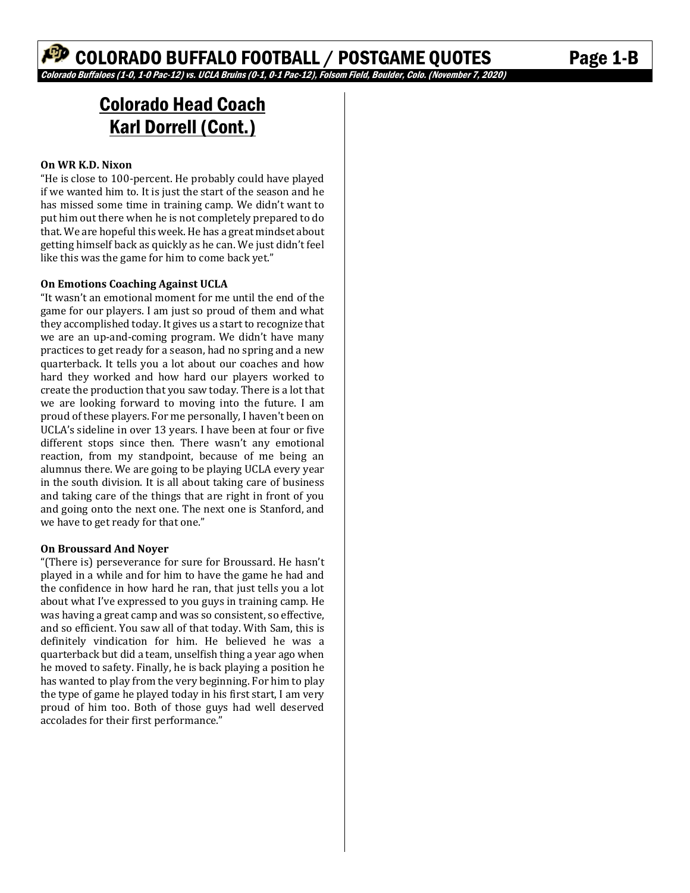## Colorado Head Coach Karl Dorrell (Cont.)

**On WR K.D. Nixon**

"He is close to 100-percent. He probably could have played if we wanted him to. It is just the start of the season and he has missed some time in training camp. We didn't want to put him out there when he is not completely prepared to do that. We are hopeful this week. He has a great mindset about getting himself back as quickly as he can. We just didn't feel like this was the game for him to come back yet."

**On Emotions Coaching Against UCLA**

"It wasn't an emotional moment for me until the end of the game for our players. I am just so proud of them and what they accomplished today. It gives us a start to recognize that we are an up-and-coming program. We didn't have many practices to get ready for a season, had no spring and a new quarterback. It tells you a lot about our coaches and how hard they worked and how hard our players worked to create the production that you saw today. There is a lot that we are looking forward to moving into the future. I am proud of these players. For me personally, I haven't been on UCLA's sideline in over 13 years. I have been at four or five different stops since then. There wasn't any emotional reaction, from my standpoint, because of me being an alumnus there. We are going to be playing UCLA every year in the south division. It is all about taking care of business and taking care of the things that are right in front of you and going onto the next one. The next one is Stanford, and we have to get ready for that one."

**On Broussard And Noyer**

"(There is) perseverance for sure for Broussard. He hasn't played in a while and for him to have the game he had and the confidence in how hard he ran, that just tells you a lot about what I've expressed to you guys in training camp. He was having a great camp and was so consistent, so effective, and so efficient. You saw all of that today. With Sam, this is definitely vindication for him. He believed he was a quarterback but did a team, unselfish thing a year ago when he moved to safety. Finally, he is back playing a position he has wanted to play from the very beginning. For him to play the type of game he played today in his first start, I am very proud of him too. Both of those guys had well deserved accolades for their first performance."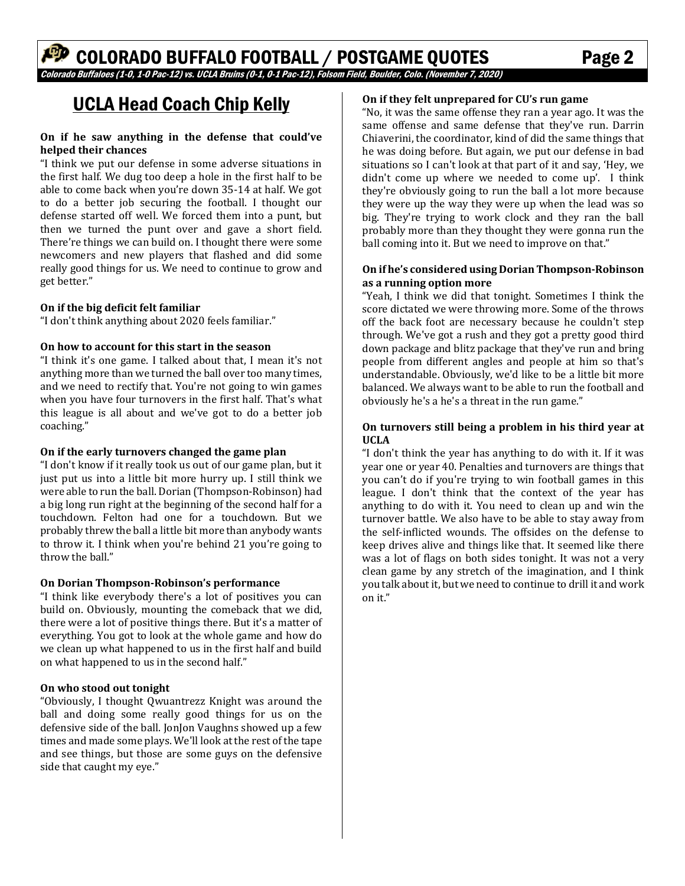## UCLA Head Coach Chip Kelly

**On if he saw anything in the defense that could've helped their chances**
"I think we put our defense in some adverse situations in the first half. We dug too deep a hole in the first half to be able to come back when you're down 35-14 at half. We got to do a better job securing the football. I thought our defense started off well. We forced them into a punt, but then we turned the punt over and gave a short field. There're things we can build on. I thought there were some newcomers and new players that flashed and did some really good things for us. We need to continue to grow and get better."

**On if the big deficit felt familiar**
"I don't think anything about 2020 feels familiar."

**On how to account for this start in the season**
"I think it's one game. I talked about that, I mean it's not anything more than we turned the ball over too many times, and we need to rectify that. You're not going to win games when you have four turnovers in the first half. That's what this league is all about and we've got to do a better job coaching."

**On if the early turnovers changed the game plan**
"I don't know if it really took us out of our game plan, but it just put us into a little bit more hurry up. I still think we were able to run the ball. Dorian (Thompson-Robinson) had a big long run right at the beginning of the second half for a touchdown. Felton had one for a touchdown. But we probably threw the ball a little bit more than anybody wants to throw it. I think when you're behind 21 you're going to throw the ball."

**On Dorian Thompson-Robinson's performance**
"I think like everybody there's a lot of positives you can build on. Obviously, mounting the comeback that we did, there were a lot of positive things there. But it's a matter of everything. You got to look at the whole game and how do we clean up what happened to us in the first half and build on what happened to us in the second half."

**On who stood out tonight**
"Obviously, I thought Qwuantrezz Knight was around the ball and doing some really good things for us on the defensive side of the ball. JonJon Vaughns showed up a few times and made some plays. We'll look at the rest of the tape and see things, but those are some guys on the defensive side that caught my eye."

**On if they felt unprepared for CU's run game**
"No, it was the same offense they ran a year ago. It was the same offense and same defense that they've run. Darrin Chiaverini, the coordinator, kind of did the same things that he was doing before. But again, we put our defense in bad situations so I can't look at that part of it and say, 'Hey, we didn't come up where we needed to come up'. I think they're obviously going to run the ball a lot more because they were up the way they were up when the lead was so big. They're trying to work clock and they ran the ball probably more than they thought they were gonna run the ball coming into it. But we need to improve on that."

**On if he's considered using Dorian Thompson-Robinson as a running option more**
"Yeah, I think we did that tonight. Sometimes I think the score dictated we were throwing more. Some of the throws off the back foot are necessary because he couldn't step through. We've got a rush and they got a pretty good third down package and blitz package that they've run and bring people from different angles and people at him so that's understandable. Obviously, we'd like to be a little bit more balanced. We always want to be able to run the football and obviously he's a he's a threat in the run game."

**On turnovers still being a problem in his third year at UCLA**
"I don't think the year has anything to do with it. If it was year one or year 40. Penalties and turnovers are things that you can't do if you're trying to win football games in this league. I don't think that the context of the year has anything to do with it. You need to clean up and win the turnover battle. We also have to be able to stay away from the self-inflicted wounds. The offsides on the defense to keep drives alive and things like that. It seemed like there was a lot of flags on both sides tonight. It was not a very clean game by any stretch of the imagination, and I think you talk about it, but we need to continue to drill it and work on it."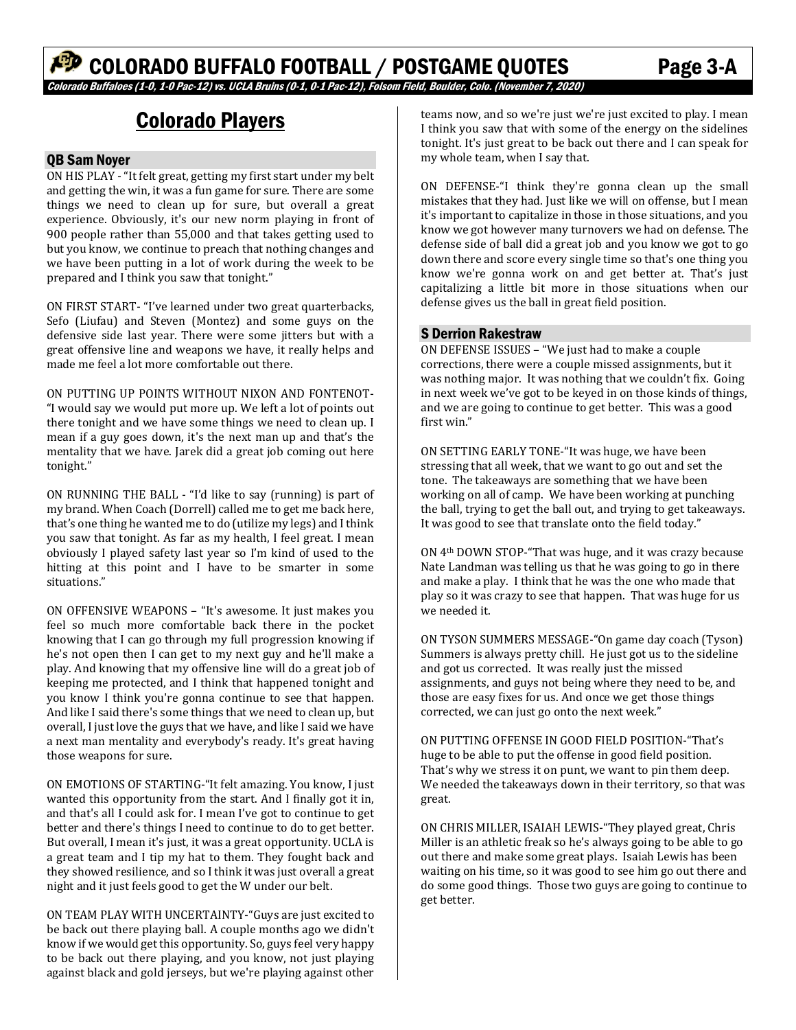# COLORADO BUFFALO FOOTBALL / POSTGAME QUOTES

*Colorado Buffaloes (1-0, 1-0 Pac-12) vs. UCLA Bruins (0-1, 0-1 Pac-12), Folsom Field, Boulder, Colo. (November 7, 2020)*

## Colorado Players

### QB Sam Noyer

ON HIS PLAY - "It felt great, getting my first start under my belt and getting the win, it was a fun game for sure. There are some things we need to clean up for sure, but overall a great experience. Obviously, it's our new norm playing in front of 900 people rather than 55,000 and that takes getting used to but you know, we continue to preach that nothing changes and we have been putting in a lot of work during the week to be prepared and I think you saw that tonight."

ON FIRST START- "I've learned under two great quarterbacks, Sefo (Liufau) and Steven (Montez) and some guys on the defensive side last year. There were some jitters but with a great offensive line and weapons we have, it really helps and made me feel a lot more comfortable out there.

ON PUTTING UP POINTS WITHOUT NIXON AND FONTENOT- "I would say we would put more up. We left a lot of points out there tonight and we have some things we need to clean up. I mean if a guy goes down, it's the next man up and that's the mentality that we have. Jarek did a great job coming out here tonight."

ON RUNNING THE BALL - "I'd like to say (running) is part of my brand. When Coach (Dorrell) called me to get me back here, that's one thing he wanted me to do (utilize my legs) and I think you saw that tonight. As far as my health, I feel great. I mean obviously I played safety last year so I'm kind of used to the hitting at this point and I have to be smarter in some situations."

ON OFFENSIVE WEAPONS – "It's awesome. It just makes you feel so much more comfortable back there in the pocket knowing that I can go through my full progression knowing if he's not open then I can get to my next guy and he'll make a play. And knowing that my offensive line will do a great job of keeping me protected, and I think that happened tonight and you know I think you're gonna continue to see that happen. And like I said there's some things that we need to clean up, but overall, I just love the guys that we have, and like I said we have a next man mentality and everybody's ready. It's great having those weapons for sure.

ON EMOTIONS OF STARTING-"It felt amazing. You know, I just wanted this opportunity from the start. And I finally got it in, and that's all I could ask for. I mean I've got to continue to get better and there's things I need to continue to do to get better. But overall, I mean it's just, it was a great opportunity. UCLA is a great team and I tip my hat to them. They fought back and they showed resilience, and so I think it was just overall a great night and it just feels good to get the W under our belt.

ON TEAM PLAY WITH UNCERTAINTY-"Guys are just excited to be back out there playing ball. A couple months ago we didn't know if we would get this opportunity. So, guys feel very happy to be back out there playing, and you know, not just playing against black and gold jerseys, but we're playing against other teams now, and so we're just we're just excited to play. I mean I think you saw that with some of the energy on the sidelines tonight. It's just great to be back out there and I can speak for my whole team, when I say that.

ON DEFENSE-"I think they're gonna clean up the small mistakes that they had. Just like we will on offense, but I mean it's important to capitalize in those in those situations, and you know we got however many turnovers we had on defense. The defense side of ball did a great job and you know we got to go down there and score every single time so that's one thing you know we're gonna work on and get better at. That's just capitalizing a little bit more in those situations when our defense gives us the ball in great field position.

### S Derrion Rakestraw

ON DEFENSE ISSUES – "We just had to make a couple corrections, there were a couple missed assignments, but it was nothing major. It was nothing that we couldn't fix. Going in next week we've got to be keyed in on those kinds of things, and we are going to continue to get better. This was a good first win."

ON SETTING EARLY TONE-"It was huge, we have been stressing that all week, that we want to go out and set the tone. The takeaways are something that we have been working on all of camp. We have been working at punching the ball, trying to get the ball out, and trying to get takeaways. It was good to see that translate onto the field today."

ON 4th DOWN STOP-"That was huge, and it was crazy because Nate Landman was telling us that he was going to go in there and make a play. I think that he was the one who made that play so it was crazy to see that happen. That was huge for us we needed it.

ON TYSON SUMMERS MESSAGE-"On game day coach (Tyson) Summers is always pretty chill. He just got us to the sideline and got us corrected. It was really just the missed assignments, and guys not being where they need to be, and those are easy fixes for us. And once we get those things corrected, we can just go onto the next week."

ON PUTTING OFFENSE IN GOOD FIELD POSITION-"That's huge to be able to put the offense in good field position. That's why we stress it on punt, we want to pin them deep. We needed the takeaways down in their territory, so that was great.

ON CHRIS MILLER, ISAIAH LEWIS-"They played great, Chris Miller is an athletic freak so he's always going to be able to go out there and make some great plays. Isaiah Lewis has been waiting on his time, so it was good to see him go out there and do some good things. Those two guys are going to continue to get better.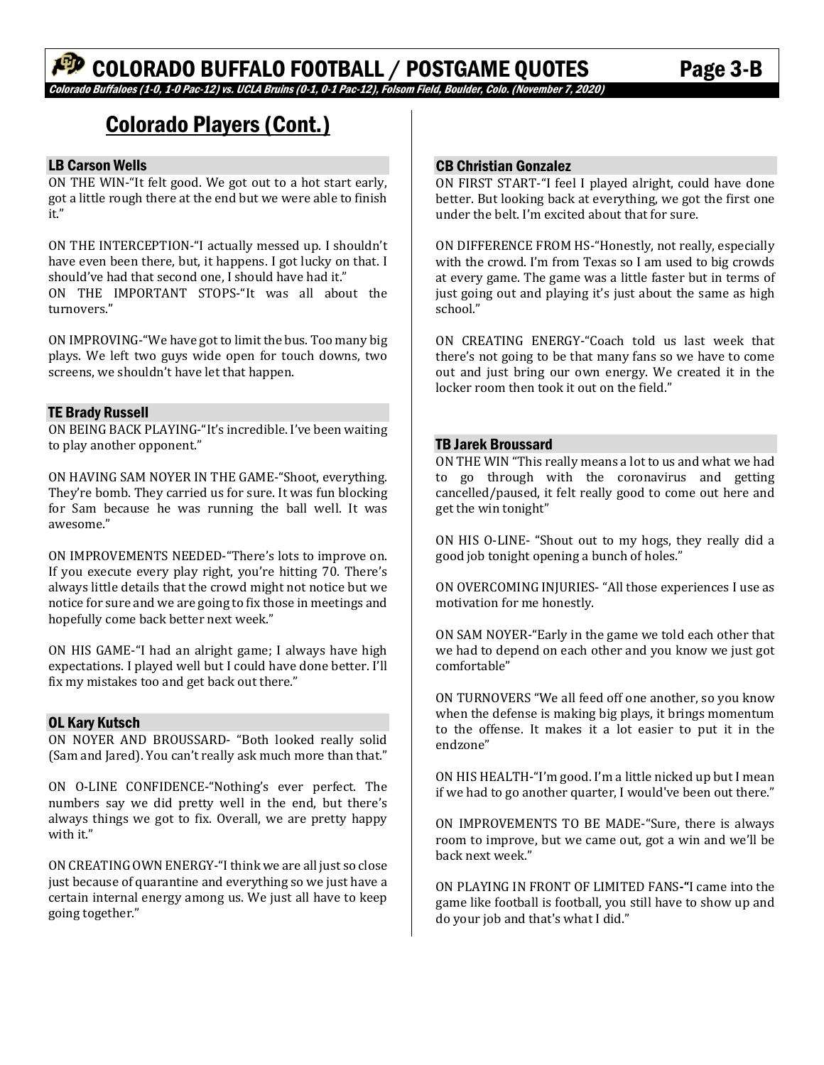## Colorado Players (Cont.)

### LB Carson Wells

ON THE WIN-"It felt good. We got out to a hot start early, got a little rough there at the end but we were able to finish it."

ON THE INTERCEPTION-"I actually messed up. I shouldn't have even been there, but, it happens. I got lucky on that. I should've had that second one, I should have had it."

ON THE IMPORTANT STOPS-"It was all about the turnovers."

ON IMPROVING-"We have got to limit the bus. Too many big plays. We left two guys wide open for touch downs, two screens, we shouldn't have let that happen.

### TE Brady Russell

ON BEING BACK PLAYING-"It's incredible. I've been waiting to play another opponent."

ON HAVING SAM NOYER IN THE GAME-"Shoot, everything. They're bomb. They carried us for sure. It was fun blocking for Sam because he was running the ball well. It was awesome."

ON IMPROVEMENTS NEEDED-"There's lots to improve on. If you execute every play right, you're hitting 70. There's always little details that the crowd might not notice but we notice for sure and we are going to fix those in meetings and hopefully come back better next week."

ON HIS GAME-"I had an alright game; I always have high expectations. I played well but I could have done better. I'll fix my mistakes too and get back out there."

### OL Kary Kutsch

ON NOYER AND BROUSSARD- "Both looked really solid (Sam and Jared). You can't really ask much more than that."

ON O-LINE CONFIDENCE-"Nothing's ever perfect. The numbers say we did pretty well in the end, but there's always things we got to fix. Overall, we are pretty happy with it."

ON CREATING OWN ENERGY-"I think we are all just so close just because of quarantine and everything so we just have a certain internal energy among us. We just all have to keep going together."

### CB Christian Gonzalez

ON FIRST START-"I feel I played alright, could have done better. But looking back at everything, we got the first one under the belt. I'm excited about that for sure.

ON DIFFERENCE FROM HS-"Honestly, not really, especially with the crowd. I'm from Texas so I am used to big crowds at every game. The game was a little faster but in terms of just going out and playing it's just about the same as high school."

ON CREATING ENERGY-"Coach told us last week that there's not going to be that many fans so we have to come out and just bring our own energy. We created it in the locker room then took it out on the field."

### TB Jarek Broussard

ON THE WIN "This really means a lot to us and what we had to go through with the coronavirus and getting cancelled/paused, it felt really good to come out here and get the win tonight"

ON HIS O-LINE- "Shout out to my hogs, they really did a good job tonight opening a bunch of holes."

ON OVERCOMING INJURIES- "All those experiences I use as motivation for me honestly.

ON SAM NOYER-"Early in the game we told each other that we had to depend on each other and you know we just got comfortable"

ON TURNOVERS "We all feed off one another, so you know when the defense is making big plays, it brings momentum to the offense. It makes it a lot easier to put it in the endzone"

ON HIS HEALTH-"I'm good. I'm a little nicked up but I mean if we had to go another quarter, I would've been out there."

ON IMPROVEMENTS TO BE MADE-"Sure, there is always room to improve, but we came out, got a win and we'll be back next week."

ON PLAYING IN FRONT OF LIMITED FANS-"I came into the game like football is football, you still have to show up and do your job and that's what I did."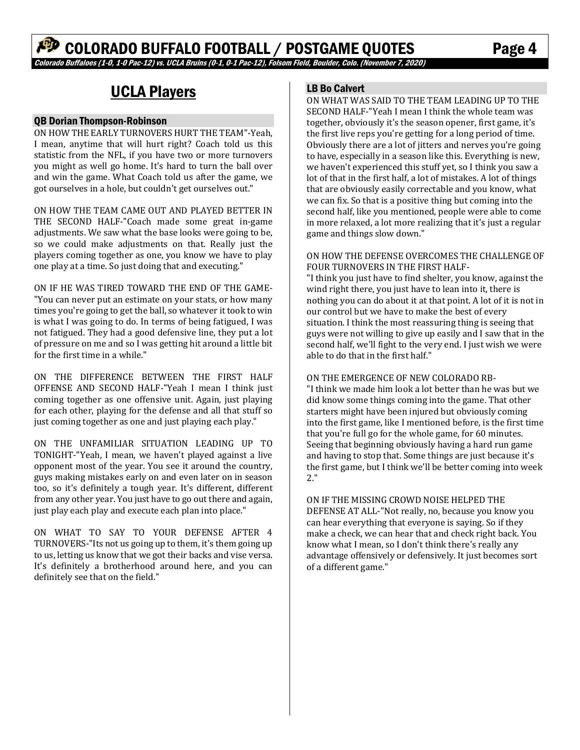# UCLA Players

### QB Dorian Thompson-Robinson

ON HOW THE EARLY TURNOVERS HURT THE TEAM"-Yeah, I mean, anytime that will hurt right? Coach told us this statistic from the NFL, if you have two or more turnovers you might as well go home. It's hard to turn the ball over and win the game. What Coach told us after the game, we got ourselves in a hole, but couldn't get ourselves out."

ON HOW THE TEAM CAME OUT AND PLAYED BETTER IN THE SECOND HALF-"Coach made some great in-game adjustments. We saw what the base looks were going to be, so we could make adjustments on that. Really just the players coming together as one, you know we have to play one play at a time. So just doing that and executing."

ON IF HE WAS TIRED TOWARD THE END OF THE GAME-"You can never put an estimate on your stats, or how many times you're going to get the ball, so whatever it took to win is what I was going to do. In terms of being fatigued, I was not fatigued. They had a good defensive line, they put a lot of pressure on me and so I was getting hit around a little bit for the first time in a while."

ON THE DIFFERENCE BETWEEN THE FIRST HALF OFFENSE AND SECOND HALF-"Yeah I mean I think just coming together as one offensive unit. Again, just playing for each other, playing for the defense and all that stuff so just coming together as one and just playing each play."

ON THE UNFAMILIAR SITUATION LEADING UP TO TONIGHT-"Yeah, I mean, we haven't played against a live opponent most of the year. You see it around the country, guys making mistakes early on and even later on in season too, so it's definitely a tough year. It's different, different from any other year. You just have to go out there and again, just play each play and execute each plan into place."

ON WHAT TO SAY TO YOUR DEFENSE AFTER 4 TURNOVERS-"Its not us going up to them, it's them going up to us, letting us know that we got their backs and vise versa. It's definitely a brotherhood around here, and you can definitely see that on the field."

### LB Bo Calvert

ON WHAT WAS SAID TO THE TEAM LEADING UP TO THE SECOND HALF-"Yeah I mean I think the whole team was together, obviously it's the season opener, first game, it's the first live reps you're getting for a long period of time. Obviously there are a lot of jitters and nerves you're going to have, especially in a season like this. Everything is new, we haven't experienced this stuff yet, so I think you saw a lot of that in the first half, a lot of mistakes. A lot of things that are obviously easily correctable and you know, what we can fix. So that is a positive thing but coming into the second half, like you mentioned, people were able to come in more relaxed, a lot more realizing that it's just a regular game and things slow down."

ON HOW THE DEFENSE OVERCOMES THE CHALLENGE OF FOUR TURNOVERS IN THE FIRST HALF-
"I think you just have to find shelter, you know, against the wind right there, you just have to lean into it, there is nothing you can do about it at that point. A lot of it is not in our control but we have to make the best of every situation. I think the most reassuring thing is seeing that guys were not willing to give up easily and I saw that in the second half, we'll fight to the very end. I just wish we were able to do that in the first half."

ON THE EMERGENCE OF NEW COLORADO RB-
"I think we made him look a lot better than he was but we did know some things coming into the game. That other starters might have been injured but obviously coming into the first game, like I mentioned before, is the first time that you're full go for the whole game, for 60 minutes. Seeing that beginning obviously having a hard run game and having to stop that. Some things are just because it's the first game, but I think we'll be better coming into week 2."

ON IF THE MISSING CROWD NOISE HELPED THE DEFENSE AT ALL-"Not really, no, because you know you can hear everything that everyone is saying. So if they make a check, we can hear that and check right back. You know what I mean, so I don't think there's really any advantage offensively or defensively. It just becomes sort of a different game."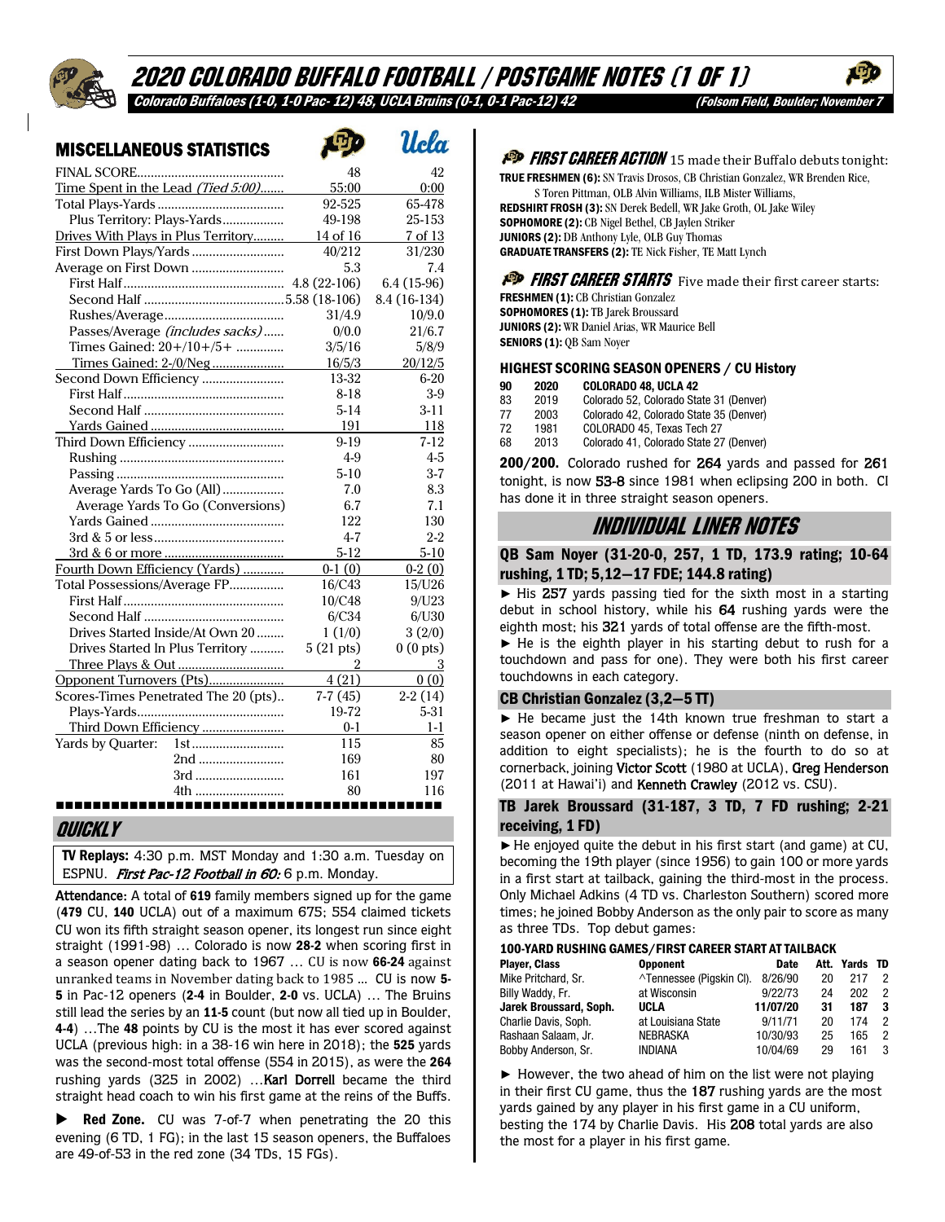# 2020 COLORADO BUFFALO FOOTBALL / POSTGAME NOTES (1 OF 1)

**Colorado Buffaloes (1-0, 1-0 Pac-12) 48, UCLA Bruins (0-1, 0-1 Pac-12) 42** *(Folsom Field, Boulder; November 7*

## MISCELLANEOUS STATISTICS

| | CU | UCLA |
|---|---|---|
| FINAL SCORE | 48 | 42 |
| Time Spent in the Lead *(Tied 5:00)* | 55:00 | 0:00 |
| Total Plays-Yards | 92-525 | 65-478 |
| Plus Territory: Plays-Yards | 49-198 | 25-153 |
| Drives With Plays in Plus Territory | 14 of 16 | 7 of 13 |
| First Down Plays/Yards | 40/212 | 31/230 |
| Average on First Down | 5.3 | 7.4 |
| First Half | 4.8 (22-106) | 6.4 (15-96) |
| Second Half | 5.58 (18-106) | 8.4 (16-134) |
| Rushes/Average | 31/4.9 | 10/9.0 |
| Passes/Average *(includes sacks)* | 0/0.0 | 21/6.7 |
| Times Gained: 20+/10+/5+ | 3/5/16 | 5/8/9 |
| Times Gained: 2-/0/Neg | 16/5/3 | 20/12/5 |
| Second Down Efficiency | 13-32 | 6-20 |
| First Half | 8-18 | 3-9 |
| Second Half | 5-14 | 3-11 |
| Yards Gained | 191 | 118 |
| Third Down Efficiency | 9-19 | 7-12 |
| Rushing | 4-9 | 4-5 |
| Passing | 5-10 | 3-7 |
| Average Yards To Go (All) | 7.0 | 8.3 |
| Average Yards To Go (Conversions) | 6.7 | 7.1 |
| Yards Gained | 122 | 130 |
| 3rd & 5 or less | 4-7 | 2-2 |
| 3rd & 6 or more | 5-12 | 5-10 |
| Fourth Down Efficiency (Yards) | 0-1 (0) | 0-2 (0) |
| Total Possessions/Average FP | 16/C43 | 15/U26 |
| First Half | 10/C48 | 9/U23 |
| Second Half | 6/C34 | 6/U30 |
| Drives Started Inside/At Own 20 | 1 (1/0) | 3 (2/0) |
| Drives Started In Plus Territory | 5 (21 pts) | 0 (0 pts) |
| Three Plays & Out | 2 | 3 |
| Opponent Turnovers (Pts) | 4 (21) | 0 (0) |
| Scores-Times Penetrated The 20 (pts) | 7-7 (45) | 2-2 (14) |
| Plays-Yards | 19-72 | 5-31 |
| Third Down Efficiency | 0-1 | 1-1 |
| Yards by Quarter: 1st | 115 | 85 |
| 2nd | 169 | 80 |
| 3rd | 161 | 197 |
| 4th | 80 | 116 |

## QUICKLY

**TV Replays:** 4:30 p.m. MST Monday and 1:30 a.m. Tuesday on ESPNU. ***First Pac-12 Football in 60:*** 6 p.m. Monday.

**Attendance:** A total of **619** family members signed up for the game (**479** CU, **140** UCLA) out of a maximum 675; 554 claimed tickets CU won its fifth straight season opener, its longest run since eight straight (1991-98) … Colorado is now **28-2** when scoring first in a season opener dating back to 1967 … CU is now **66-24** against unranked teams in November dating back to 1985 … CU is now **5-5** in Pac-12 openers (**2-4** in Boulder, **2-0** vs. UCLA) … The Bruins still lead the series by an **11-5** count (but now all tied up in Boulder, **4-4**) …The **48** points by CU is the most it has ever scored against UCLA (previous high: in a 38-16 win here in 2018); the **525** yards was the second-most total offense (554 in 2015), as were the **264** rushing yards (325 in 2002) …**Karl Dorrell** became the third straight head coach to win his first game at the reins of the Buffs.

► **Red Zone.** CU was 7-of-7 when penetrating the 20 this evening (6 TD, 1 FG); in the last 15 season openers, the Buffaloes are 49-of-53 in the red zone (34 TDs, 15 FGs).

## FIRST CAREER ACTION

15 made their Buffalo debuts tonight:

**TRUE FRESHMEN (6):** SN Travis Drosos, CB Christian Gonzalez, WR Brenden Rice, S Toren Pittman, OLB Alvin Williams, ILB Mister Williams,
**REDSHIRT FROSH (3):** SN Derek Bedell, WR Jake Groth, OL Jake Wiley
**SOPHOMORE (2):** CB Nigel Bethel, CB Jaylen Striker
**JUNIORS (2):** DB Anthony Lyle, OLB Guy Thomas
**GRADUATE TRANSFERS (2):** TE Nick Fisher, TE Matt Lynch

## FIRST CAREER STARTS

Five made their first career starts:

**FRESHMEN (1):** CB Christian Gonzalez
**SOPHOMORES (1):** TB Jarek Broussard
**JUNIORS (2):** WR Daniel Arias, WR Maurice Bell
**SENIORS (1):** QB Sam Noyer

### HIGHEST SCORING SEASON OPENERS / CU History

| | | |
|---|---|---|
| **90** | **2020** | **COLORADO 48, UCLA 42** |
| 83 | 2019 | Colorado 52, Colorado State 31 (Denver) |
| 77 | 2003 | Colorado 42, Colorado State 35 (Denver) |
| 72 | 1981 | COLORADO 45, Texas Tech 27 |
| 68 | 2013 | Colorado 41, Colorado State 27 (Denver) |

**200/200.** Colorado rushed for **264** yards and passed for **261** tonight, is now **53-8** since 1981 when eclipsing 200 in both. CI has done it in three straight season openers.

## INDIVIDUAL LINER NOTES

### QB Sam Noyer (31-20-0, 257, 1 TD, 173.9 rating; 10-64 rushing, 1 TD; 5,12—17 FDE; 144.8 rating)

► His **257** yards passing tied for the sixth most in a starting debut in school history, while his **64** rushing yards were the eighth most; his **321** yards of total offense are the fifth-most.

► He is the eighth player in his starting debut to rush for a touchdown and pass for one). They were both his first career touchdowns in each category.

### CB Christian Gonzalez (3,2—5 TT)

► He became just the 14th known true freshman to start a season opener on either offense or defense (ninth on defense, in addition to eight specialists); he is the fourth to do so at cornerback, joining **Victor Scott** (1980 at UCLA), **Greg Henderson** (2011 at Hawai'i) and **Kenneth Crawley** (2012 vs. CSU).

### TB Jarek Broussard (31-187, 3 TD, 7 FD rushing; 2-21 receiving, 1 FD)

►He enjoyed quite the debut in his first start (and game) at CU, becoming the 19th player (since 1956) to gain 100 or more yards in a first start at tailback, gaining the third-most in the process. Only Michael Adkins (4 TD vs. Charleston Southern) scored more times; he joined Bobby Anderson as the only pair to score as many as three TDs. Top debut games:

#### 100-YARD RUSHING GAMES/FIRST CAREER START AT TAILBACK

| Player, Class | Opponent | Date | Att. | Yards | TD |
|---|---|---|---|---|---|
| Mike Pritchard, Sr. | ^Tennessee (Pigskin Cl). | 8/26/90 | 20 | 217 | 2 |
| Billy Waddy, Fr. | at Wisconsin | 9/22/73 | 24 | 202 | 2 |
| **Jarek Broussard, Soph.** | **UCLA** | **11/07/20** | **31** | **187** | **3** |
| Charlie Davis, Soph. | at Louisiana State | 9/11/71 | 20 | 174 | 2 |
| Rashaan Salaam, Jr. | NEBRASKA | 10/30/93 | 25 | 165 | 2 |
| Bobby Anderson, Sr. | INDIANA | 10/04/69 | 29 | 161 | 3 |

► However, the two ahead of him on the list were not playing in their first CU game, thus the **187** rushing yards are the most yards gained by any player in his first game in a CU uniform, besting the 174 by Charlie Davis. His **208** total yards are also the most for a player in his first game.